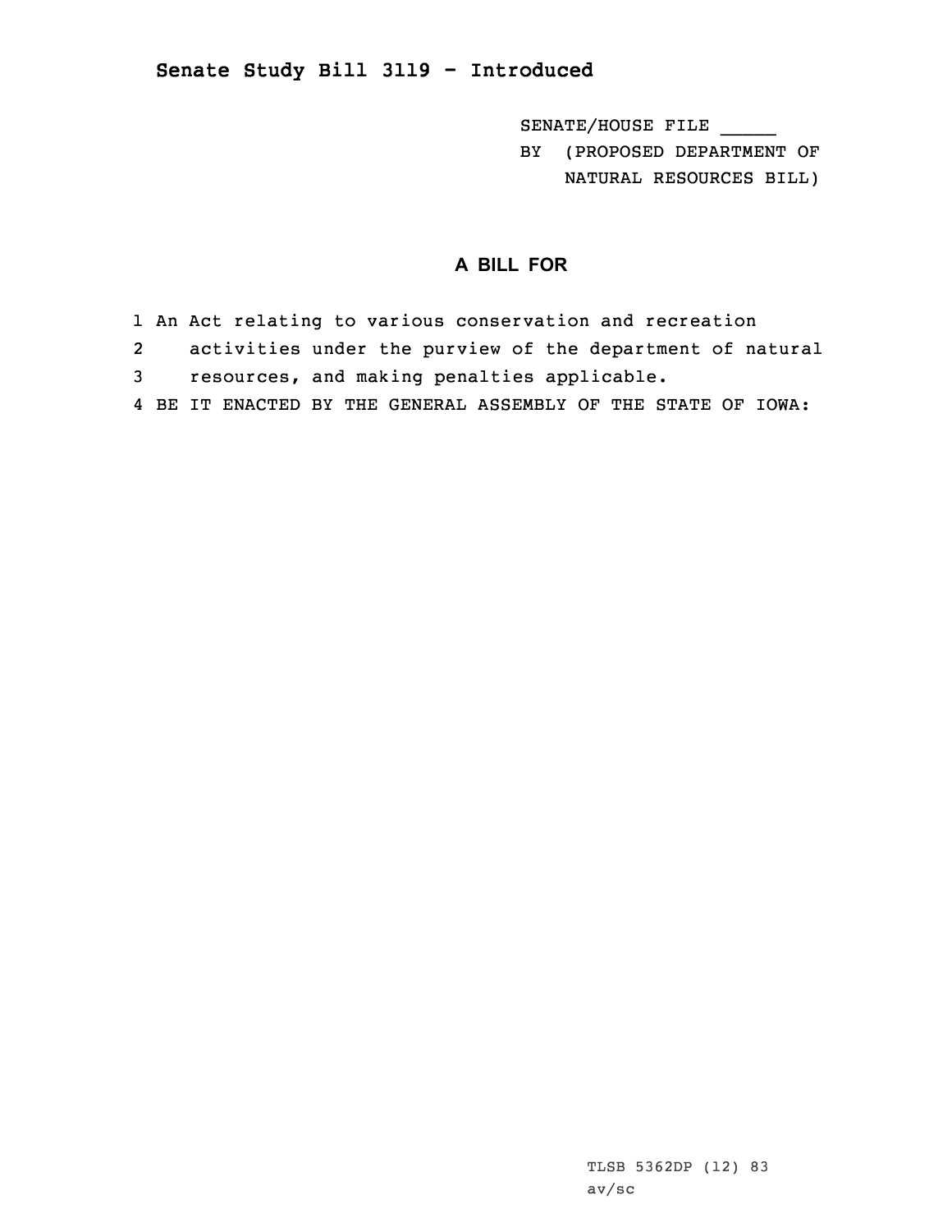## Senate Study Bill 3119 - Introduced

SENATE/HOUSE FILE _____
BY (PROPOSED DEPARTMENT OF NATURAL RESOURCES BILL)

### A BILL FOR

1 An Act relating to various conservation and recreation
2 activities under the purview of the department of natural
3 resources, and making penalties applicable.
4 BE IT ENACTED BY THE GENERAL ASSEMBLY OF THE STATE OF IOWA:

TLSB 5362DP (12) 83
av/sc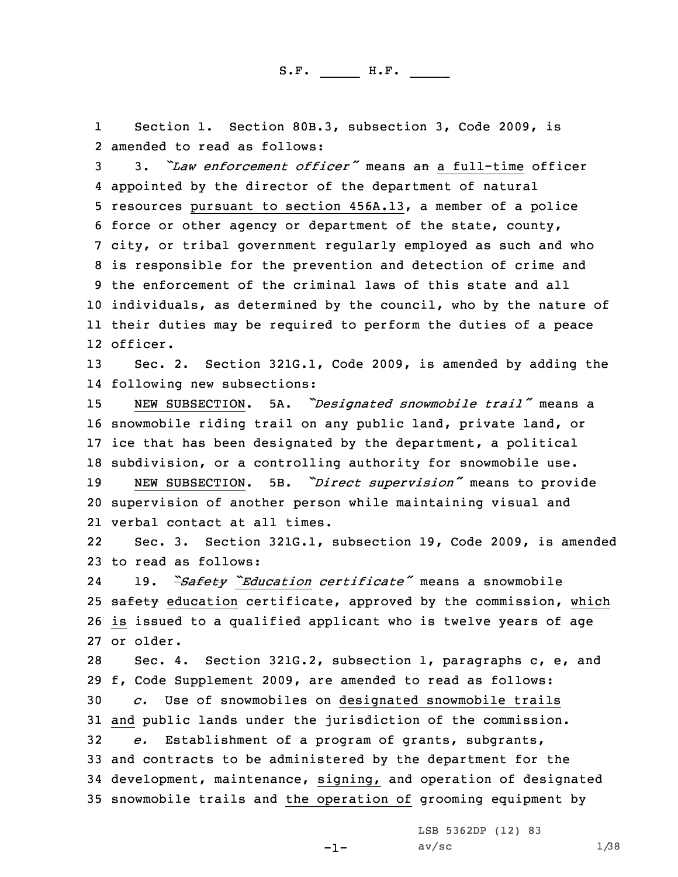S.F. _____ H.F. _____

1 Section 1. Section 80B.3, subsection 3, Code 2009, is
2 amended to read as follows:

3 3. *"Law enforcement officer"* means ~~an~~ a full-time officer
4 appointed by the director of the department of natural
5 resources pursuant to section 456A.13, a member of a police
6 force or other agency or department of the state, county,
7 city, or tribal government regularly employed as such and who
8 is responsible for the prevention and detection of crime and
9 the enforcement of the criminal laws of this state and all
10 individuals, as determined by the council, who by the nature of
11 their duties may be required to perform the duties of a peace
12 officer.

13 Sec. 2. Section 321G.1, Code 2009, is amended by adding the
14 following new subsections:

15 NEW SUBSECTION. 5A. *"Designated snowmobile trail"* means a
16 snowmobile riding trail on any public land, private land, or
17 ice that has been designated by the department, a political
18 subdivision, or a controlling authority for snowmobile use.

19 NEW SUBSECTION. 5B. *"Direct supervision"* means to provide
20 supervision of another person while maintaining visual and
21 verbal contact at all times.

22 Sec. 3. Section 321G.1, subsection 19, Code 2009, is amended
23 to read as follows:

24 19. *"~~Safety~~ "Education certificate"* means a snowmobile
25 ~~safety~~ education certificate, approved by the commission, which
26 is issued to a qualified applicant who is twelve years of age
27 or older.

28 Sec. 4. Section 321G.2, subsection 1, paragraphs c, e, and
29 f, Code Supplement 2009, are amended to read as follows:

30 *c.* Use of snowmobiles on designated snowmobile trails
31 and public lands under the jurisdiction of the commission.

32 *e.* Establishment of a program of grants, subgrants,
33 and contracts to be administered by the department for the
34 development, maintenance, signing, and operation of designated
35 snowmobile trails and the operation of grooming equipment by

LSB 5362DP (12) 83
av/sc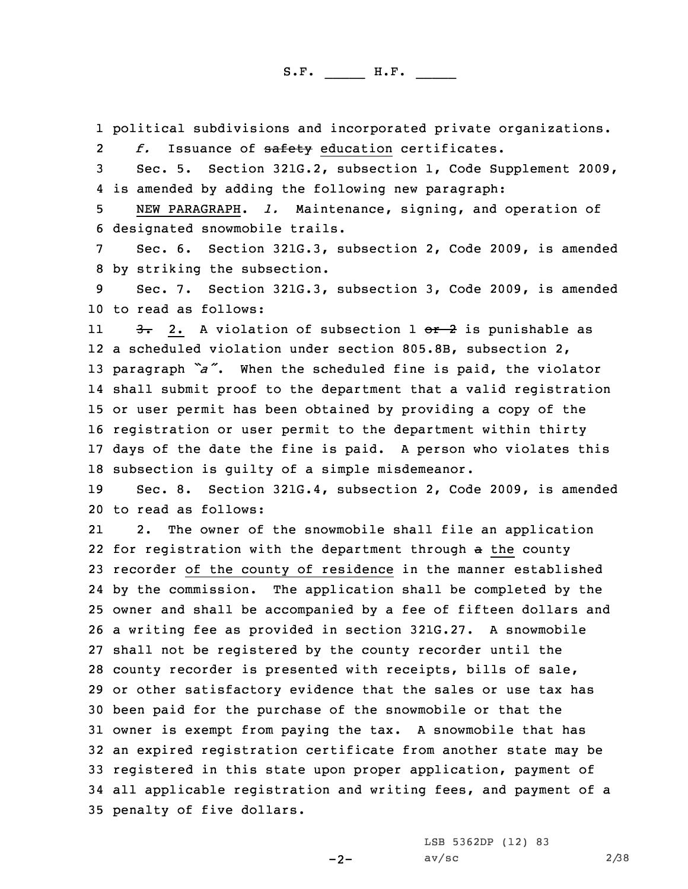1 political subdivisions and incorporated private organizations.

2 *f.* Issuance of ~~safety~~ education certificates.

3 Sec. 5. Section 321G.2, subsection 1, Code Supplement 2009,
4 is amended by adding the following new paragraph:

5 NEW PARAGRAPH. *l.* Maintenance, signing, and operation of
6 designated snowmobile trails.

7 Sec. 6. Section 321G.3, subsection 2, Code 2009, is amended
8 by striking the subsection.

9 Sec. 7. Section 321G.3, subsection 3, Code 2009, is amended
10 to read as follows:

11 ~~3.~~ 2. A violation of subsection 1 ~~or 2~~ is punishable as
12 a scheduled violation under section 805.8B, subsection 2,
13 paragraph *"a"*. When the scheduled fine is paid, the violator
14 shall submit proof to the department that a valid registration
15 or user permit has been obtained by providing a copy of the
16 registration or user permit to the department within thirty
17 days of the date the fine is paid. A person who violates this
18 subsection is guilty of a simple misdemeanor.

19 Sec. 8. Section 321G.4, subsection 2, Code 2009, is amended
20 to read as follows:

21 2. The owner of the snowmobile shall file an application
22 for registration with the department through ~~a~~ the county
23 recorder of the county of residence in the manner established
24 by the commission. The application shall be completed by the
25 owner and shall be accompanied by a fee of fifteen dollars and
26 a writing fee as provided in section 321G.27. A snowmobile
27 shall not be registered by the county recorder until the
28 county recorder is presented with receipts, bills of sale,
29 or other satisfactory evidence that the sales or use tax has
30 been paid for the purchase of the snowmobile or that the
31 owner is exempt from paying the tax. A snowmobile that has
32 an expired registration certificate from another state may be
33 registered in this state upon proper application, payment of
34 all applicable registration and writing fees, and payment of a
35 penalty of five dollars.

LSB 5362DP (12) 83
av/sc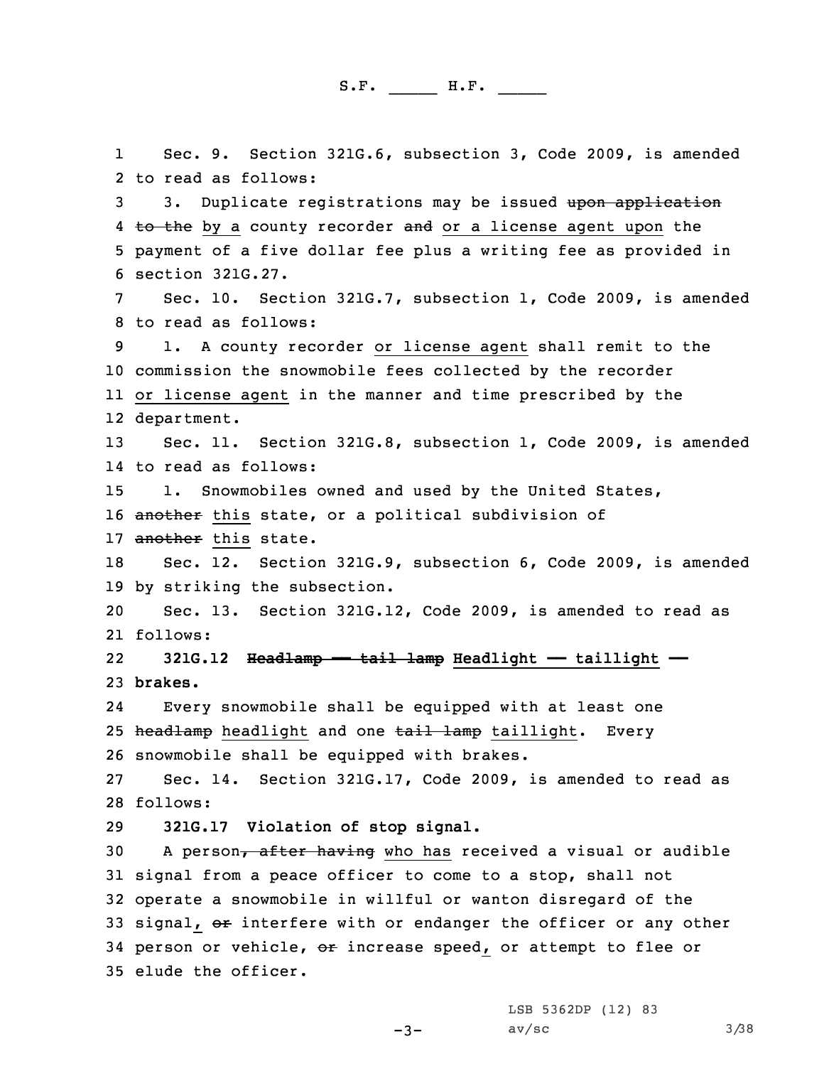Sec. 9. Section 321G.6, subsection 3, Code 2009, is amended to read as follows:

3. Duplicate registrations may be issued ~~upon application to the~~ by a county recorder ~~and~~ or a license agent upon the payment of a five dollar fee plus a writing fee as provided in section 321G.27.

Sec. 10. Section 321G.7, subsection 1, Code 2009, is amended to read as follows:

1. A county recorder or license agent shall remit to the commission the snowmobile fees collected by the recorder or license agent in the manner and time prescribed by the department.

Sec. 11. Section 321G.8, subsection 1, Code 2009, is amended to read as follows:

1. Snowmobiles owned and used by the United States, ~~another~~ this state, or a political subdivision of ~~another~~ this state.

Sec. 12. Section 321G.9, subsection 6, Code 2009, is amended by striking the subsection.

Sec. 13. Section 321G.12, Code 2009, is amended to read as follows:

**321G.12 ~~Headlamp — tail lamp~~ Headlight — taillight — brakes.**

Every snowmobile shall be equipped with at least one ~~headlamp~~ headlight and one ~~tail lamp~~ taillight. Every snowmobile shall be equipped with brakes.

Sec. 14. Section 321G.17, Code 2009, is amended to read as follows:

**321G.17 Violation of stop signal.**

A person~~, after having~~ who has received a visual or audible signal from a peace officer to come to a stop, shall not operate a snowmobile in willful or wanton disregard of the signal, ~~or~~ interfere with or endanger the officer or any other person or vehicle, ~~or~~ increase speed, or attempt to flee or elude the officer.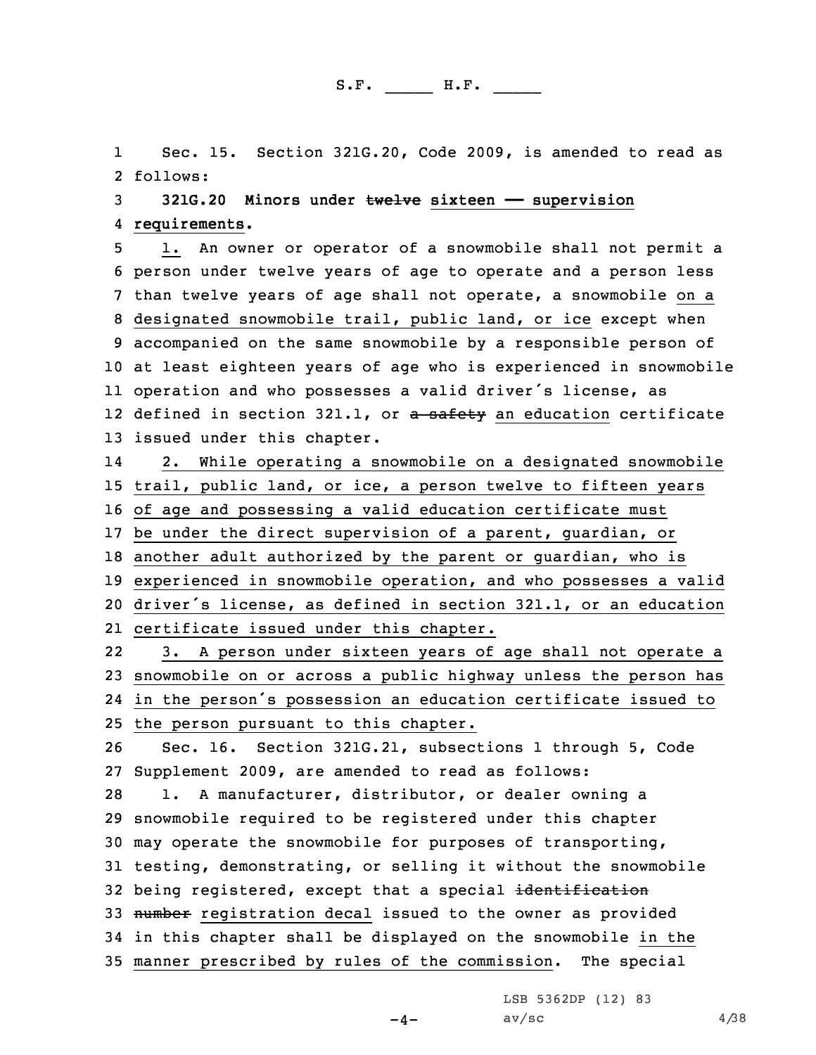Sec. 15. Section 321G.20, Code 2009, is amended to read as follows:

**321G.20 Minors under ~~twelve~~ sixteen — supervision requirements.**

1. An owner or operator of a snowmobile shall not permit a person under twelve years of age to operate and a person less than twelve years of age shall not operate, a snowmobile on a designated snowmobile trail, public land, or ice except when accompanied on the same snowmobile by a responsible person of at least eighteen years of age who is experienced in snowmobile operation and who possesses a valid driver's license, as defined in section 321.1, or ~~a safety~~ an education certificate issued under this chapter.

2. While operating a snowmobile on a designated snowmobile trail, public land, or ice, a person twelve to fifteen years of age and possessing a valid education certificate must be under the direct supervision of a parent, guardian, or another adult authorized by the parent or guardian, who is experienced in snowmobile operation, and who possesses a valid driver's license, as defined in section 321.1, or an education certificate issued under this chapter.

3. A person under sixteen years of age shall not operate a snowmobile on or across a public highway unless the person has in the person's possession an education certificate issued to the person pursuant to this chapter.

Sec. 16. Section 321G.21, subsections 1 through 5, Code Supplement 2009, are amended to read as follows:

1. A manufacturer, distributor, or dealer owning a snowmobile required to be registered under this chapter may operate the snowmobile for purposes of transporting, testing, demonstrating, or selling it without the snowmobile being registered, except that a special ~~identification number~~ registration decal issued to the owner as provided in this chapter shall be displayed on the snowmobile in the manner prescribed by rules of the commission. The special

LSB 5362DP (12) 83

av/sc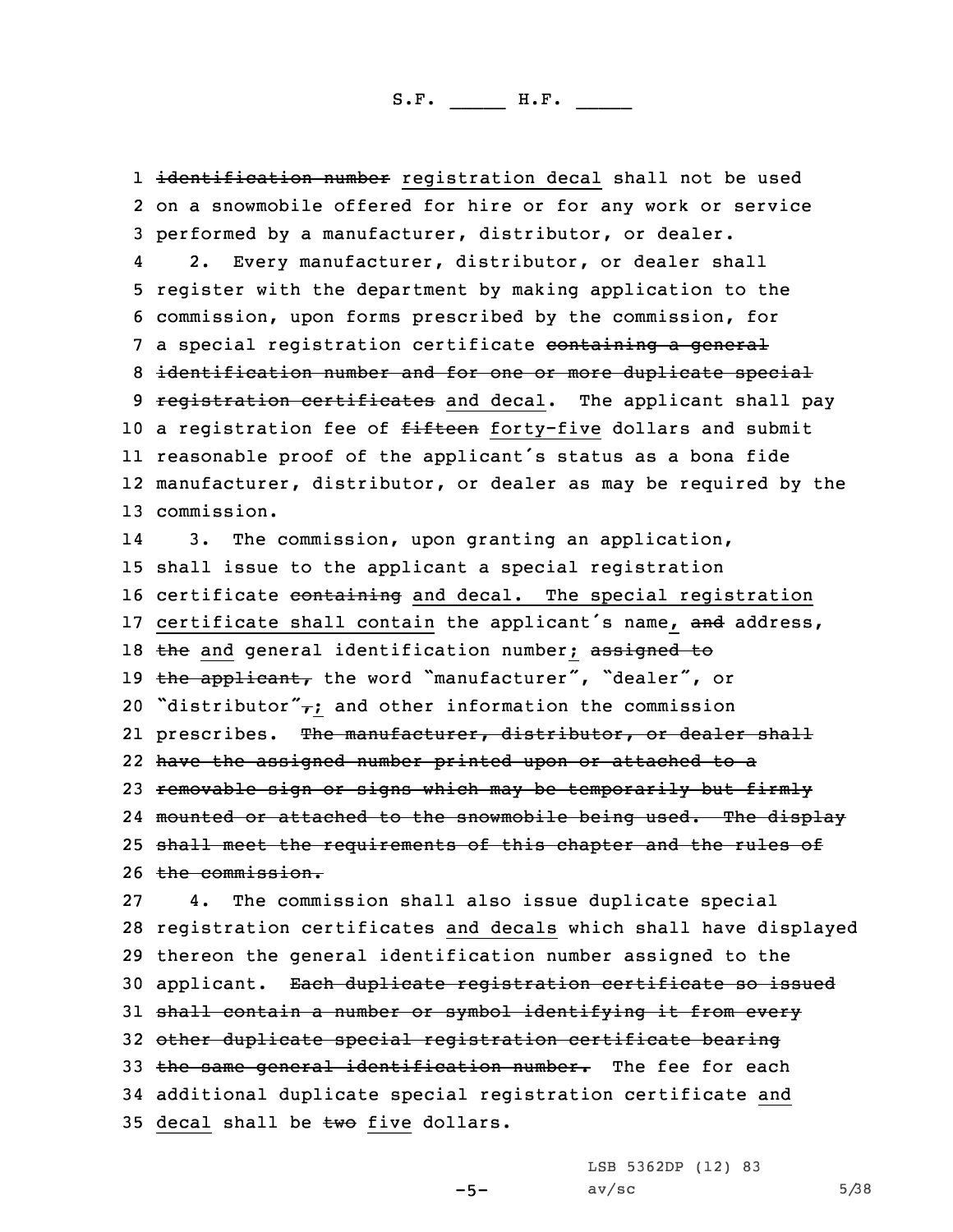1 ~~identification number~~ registration decal shall not be used
2 on a snowmobile offered for hire or for any work or service
3 performed by a manufacturer, distributor, or dealer.

4 2. Every manufacturer, distributor, or dealer shall
5 register with the department by making application to the
6 commission, upon forms prescribed by the commission, for
7 a special registration certificate ~~containing a general~~
8 ~~identification number and for one or more duplicate special~~
9 ~~registration certificates~~ and decal. The applicant shall pay
10 a registration fee of ~~fifteen~~ forty-five dollars and submit
11 reasonable proof of the applicant's status as a bona fide
12 manufacturer, distributor, or dealer as may be required by the
13 commission.

14 3. The commission, upon granting an application,
15 shall issue to the applicant a special registration
16 certificate ~~containing~~ and decal. The special registration
17 certificate shall contain the applicant's name, ~~and~~ address,
18 ~~the~~ and general identification number; ~~assigned to~~
19 ~~the applicant,~~ the word "manufacturer", "dealer", or
20 "distributor"~~,~~; and other information the commission
21 prescribes. ~~The manufacturer, distributor, or dealer shall~~
22 ~~have the assigned number printed upon or attached to a~~
23 ~~removable sign or signs which may be temporarily but firmly~~
24 ~~mounted or attached to the snowmobile being used. The display~~
25 ~~shall meet the requirements of this chapter and the rules of~~
26 ~~the commission.~~

27 4. The commission shall also issue duplicate special
28 registration certificates and decals which shall have displayed
29 thereon the general identification number assigned to the
30 applicant. ~~Each duplicate registration certificate so issued~~
31 ~~shall contain a number or symbol identifying it from every~~
32 ~~other duplicate special registration certificate bearing~~
33 ~~the same general identification number.~~ The fee for each
34 additional duplicate special registration certificate and
35 decal shall be ~~two~~ five dollars.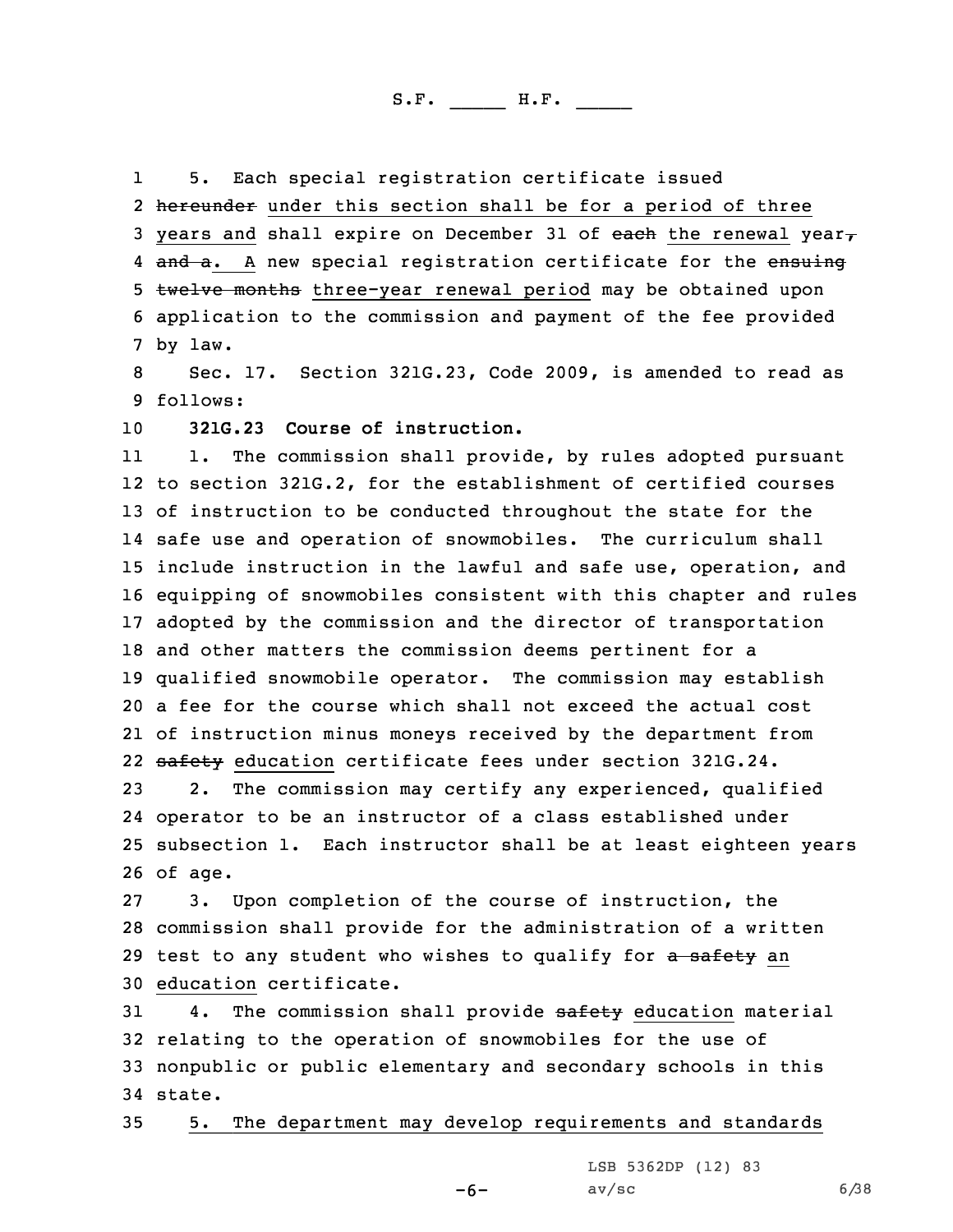5. Each special registration certificate issued ~~hereunder~~ under this section shall be for a period of three years and shall expire on December 31 of ~~each~~ the renewal year~~, and a~~. A new special registration certificate for the ~~ensuing twelve months~~ three-year renewal period may be obtained upon application to the commission and payment of the fee provided by law.

Sec. 17. Section 321G.23, Code 2009, is amended to read as follows:

**321G.23 Course of instruction.**

1. The commission shall provide, by rules adopted pursuant to section 321G.2, for the establishment of certified courses of instruction to be conducted throughout the state for the safe use and operation of snowmobiles. The curriculum shall include instruction in the lawful and safe use, operation, and equipping of snowmobiles consistent with this chapter and rules adopted by the commission and the director of transportation and other matters the commission deems pertinent for a qualified snowmobile operator. The commission may establish a fee for the course which shall not exceed the actual cost of instruction minus moneys received by the department from ~~safety~~ education certificate fees under section 321G.24.

2. The commission may certify any experienced, qualified operator to be an instructor of a class established under subsection 1. Each instructor shall be at least eighteen years of age.

3. Upon completion of the course of instruction, the commission shall provide for the administration of a written test to any student who wishes to qualify for ~~a safety~~ an education certificate.

4. The commission shall provide ~~safety~~ education material relating to the operation of snowmobiles for the use of nonpublic or public elementary and secondary schools in this state.

5. The department may develop requirements and standards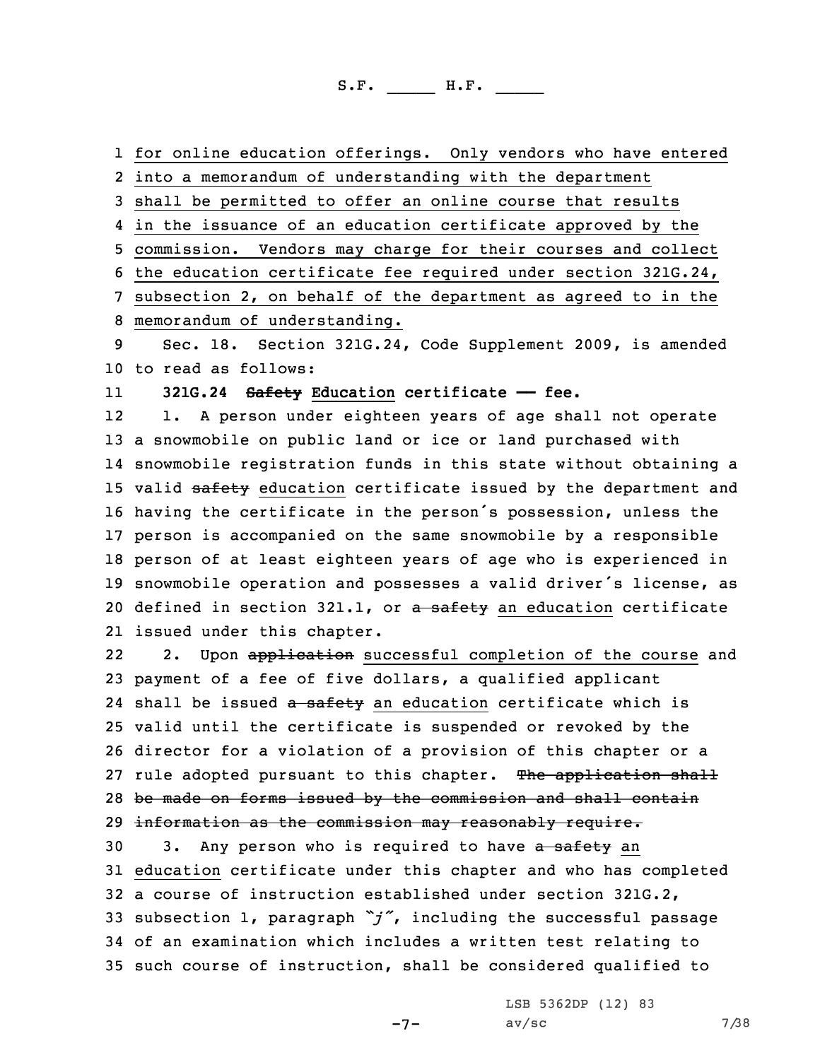for online education offerings. Only vendors who have entered into a memorandum of understanding with the department shall be permitted to offer an online course that results in the issuance of an education certificate approved by the commission. Vendors may charge for their courses and collect the education certificate fee required under section 321G.24, subsection 2, on behalf of the department as agreed to in the memorandum of understanding.

Sec. 18. Section 321G.24, Code Supplement 2009, is amended to read as follows:

**321G.24 ~~Safety~~ Education certificate —— fee.**

1. A person under eighteen years of age shall not operate a snowmobile on public land or ice or land purchased with snowmobile registration funds in this state without obtaining a valid ~~safety~~ education certificate issued by the department and having the certificate in the person's possession, unless the person is accompanied on the same snowmobile by a responsible person of at least eighteen years of age who is experienced in snowmobile operation and possesses a valid driver's license, as defined in section 321.1, or ~~a safety~~ an education certificate issued under this chapter.

2. Upon ~~application~~ successful completion of the course and payment of a fee of five dollars, a qualified applicant shall be issued ~~a safety~~ an education certificate which is valid until the certificate is suspended or revoked by the director for a violation of a provision of this chapter or a rule adopted pursuant to this chapter. ~~The application shall be made on forms issued by the commission and shall contain information as the commission may reasonably require.~~

3. Any person who is required to have ~~a safety~~ an education certificate under this chapter and who has completed a course of instruction established under section 321G.2, subsection 1, paragraph *"j"*, including the successful passage of an examination which includes a written test relating to such course of instruction, shall be considered qualified to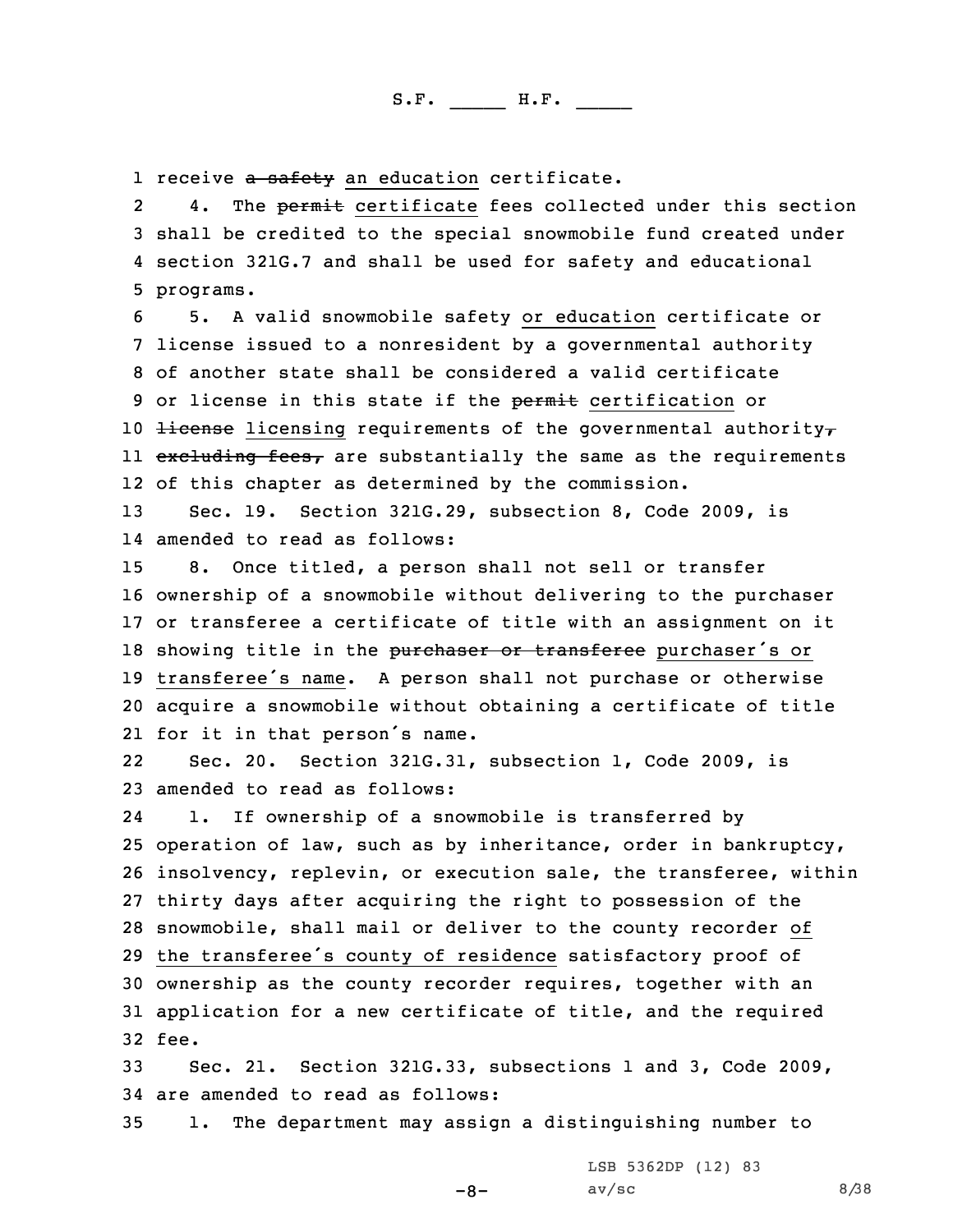receive ~~a safety~~ an education certificate.

4. The ~~permit~~ certificate fees collected under this section shall be credited to the special snowmobile fund created under section 321G.7 and shall be used for safety and educational programs.

5. A valid snowmobile safety or education certificate or license issued to a nonresident by a governmental authority of another state shall be considered a valid certificate or license in this state if the ~~permit~~ certification or ~~license~~ licensing requirements of the governmental authority~~, excluding fees,~~ are substantially the same as the requirements of this chapter as determined by the commission.

Sec. 19. Section 321G.29, subsection 8, Code 2009, is amended to read as follows:

8. Once titled, a person shall not sell or transfer ownership of a snowmobile without delivering to the purchaser or transferee a certificate of title with an assignment on it showing title in the ~~purchaser or transferee~~ purchaser's or transferee's name. A person shall not purchase or otherwise acquire a snowmobile without obtaining a certificate of title for it in that person's name.

Sec. 20. Section 321G.31, subsection 1, Code 2009, is amended to read as follows:

1. If ownership of a snowmobile is transferred by operation of law, such as by inheritance, order in bankruptcy, insolvency, replevin, or execution sale, the transferee, within thirty days after acquiring the right to possession of the snowmobile, shall mail or deliver to the county recorder of the transferee's county of residence satisfactory proof of ownership as the county recorder requires, together with an application for a new certificate of title, and the required fee.

Sec. 21. Section 321G.33, subsections 1 and 3, Code 2009, are amended to read as follows:

1. The department may assign a distinguishing number to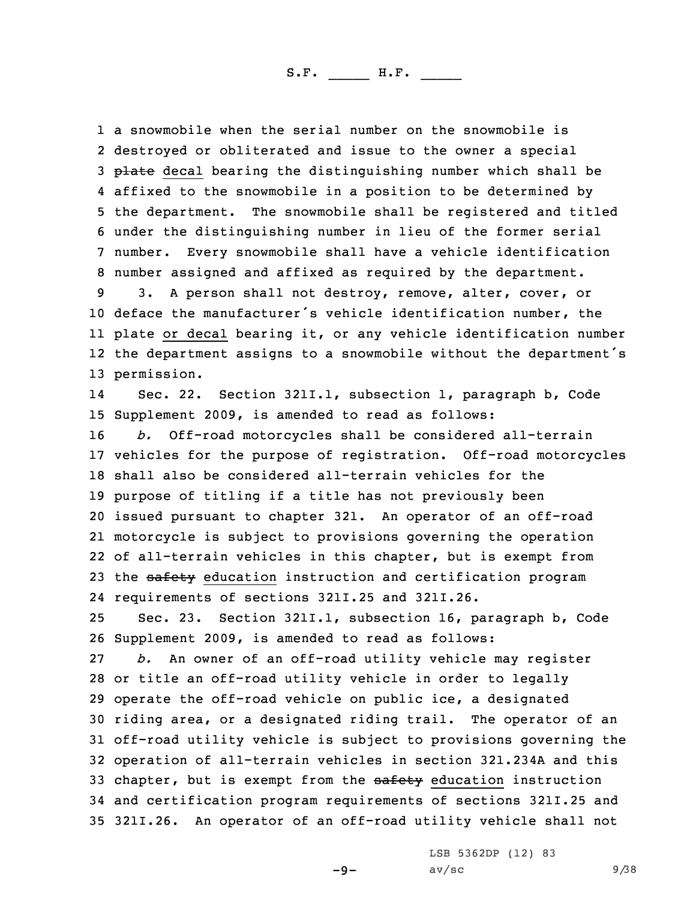a snowmobile when the serial number on the snowmobile is destroyed or obliterated and issue to the owner a special ~~plate~~ decal bearing the distinguishing number which shall be affixed to the snowmobile in a position to be determined by the department. The snowmobile shall be registered and titled under the distinguishing number in lieu of the former serial number. Every snowmobile shall have a vehicle identification number assigned and affixed as required by the department.

3. A person shall not destroy, remove, alter, cover, or deface the manufacturer's vehicle identification number, the plate or decal bearing it, or any vehicle identification number the department assigns to a snowmobile without the department's permission.

Sec. 22. Section 321I.1, subsection 1, paragraph b, Code Supplement 2009, is amended to read as follows:

*b.* Off-road motorcycles shall be considered all-terrain vehicles for the purpose of registration. Off-road motorcycles shall also be considered all-terrain vehicles for the purpose of titling if a title has not previously been issued pursuant to chapter 321. An operator of an off-road motorcycle is subject to provisions governing the operation of all-terrain vehicles in this chapter, but is exempt from the ~~safety~~ education instruction and certification program requirements of sections 321I.25 and 321I.26.

Sec. 23. Section 321I.1, subsection 16, paragraph b, Code Supplement 2009, is amended to read as follows:

*b.* An owner of an off-road utility vehicle may register or title an off-road utility vehicle in order to legally operate the off-road vehicle on public ice, a designated riding area, or a designated riding trail. The operator of an off-road utility vehicle is subject to provisions governing the operation of all-terrain vehicles in section 321.234A and this chapter, but is exempt from the ~~safety~~ education instruction and certification program requirements of sections 321I.25 and 321I.26. An operator of an off-road utility vehicle shall not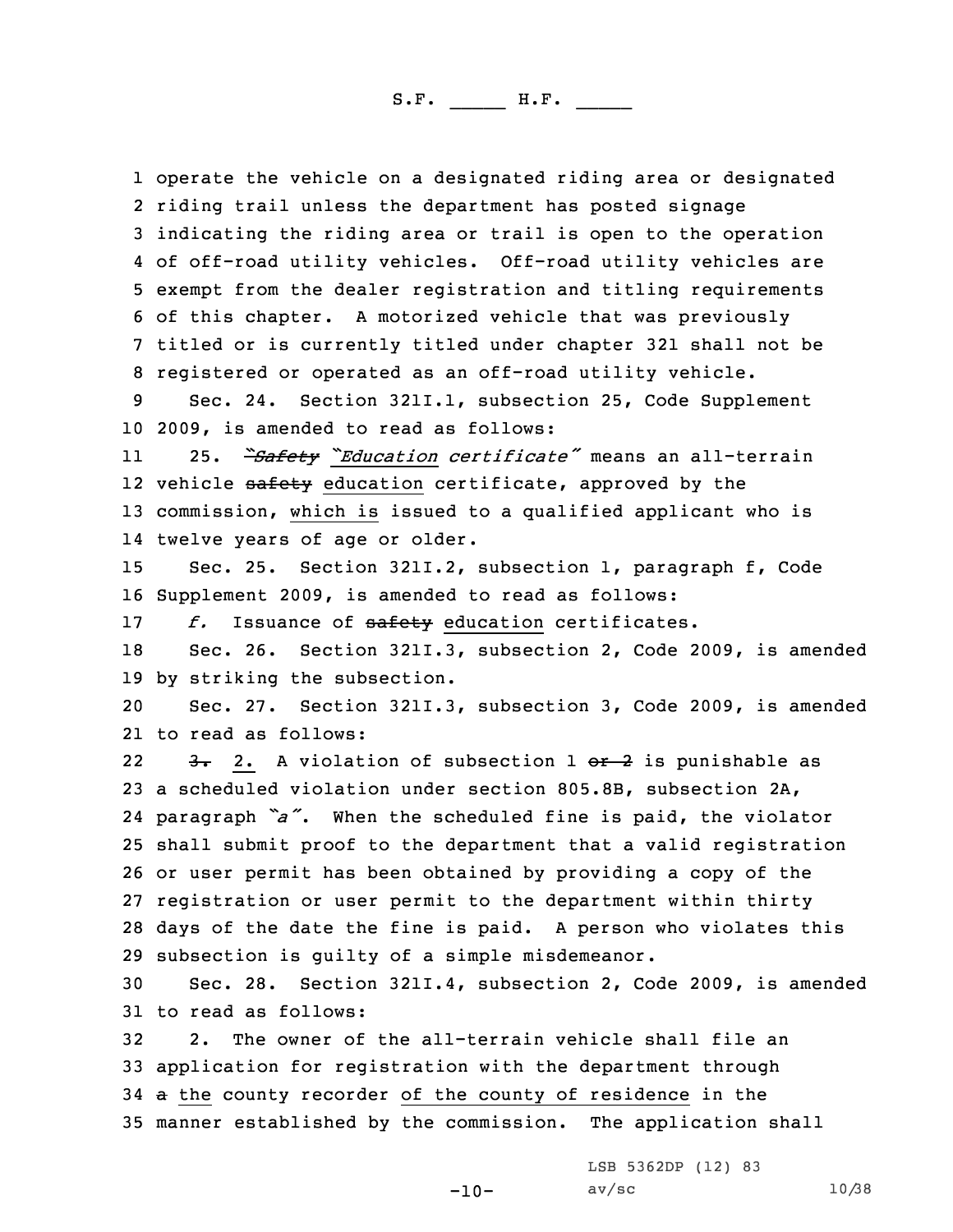operate the vehicle on a designated riding area or designated riding trail unless the department has posted signage indicating the riding area or trail is open to the operation of off-road utility vehicles. Off-road utility vehicles are exempt from the dealer registration and titling requirements of this chapter. A motorized vehicle that was previously titled or is currently titled under chapter 321 shall not be registered or operated as an off-road utility vehicle.

Sec. 24. Section 321I.1, subsection 25, Code Supplement 2009, is amended to read as follows:

25. *"~~Safety~~ "Education certificate"* means an all-terrain vehicle ~~safety~~ education certificate, approved by the commission, which is issued to a qualified applicant who is twelve years of age or older.

Sec. 25. Section 321I.2, subsection 1, paragraph f, Code Supplement 2009, is amended to read as follows:

*f.* Issuance of ~~safety~~ education certificates.

Sec. 26. Section 321I.3, subsection 2, Code 2009, is amended by striking the subsection.

Sec. 27. Section 321I.3, subsection 3, Code 2009, is amended to read as follows:

~~3.~~ 2. A violation of subsection 1 ~~or 2~~ is punishable as a scheduled violation under section 805.8B, subsection 2A, paragraph *"a"*. When the scheduled fine is paid, the violator shall submit proof to the department that a valid registration or user permit has been obtained by providing a copy of the registration or user permit to the department within thirty days of the date the fine is paid. A person who violates this subsection is guilty of a simple misdemeanor.

Sec. 28. Section 321I.4, subsection 2, Code 2009, is amended to read as follows:

2. The owner of the all-terrain vehicle shall file an application for registration with the department through ~~a~~ the county recorder of the county of residence in the manner established by the commission. The application shall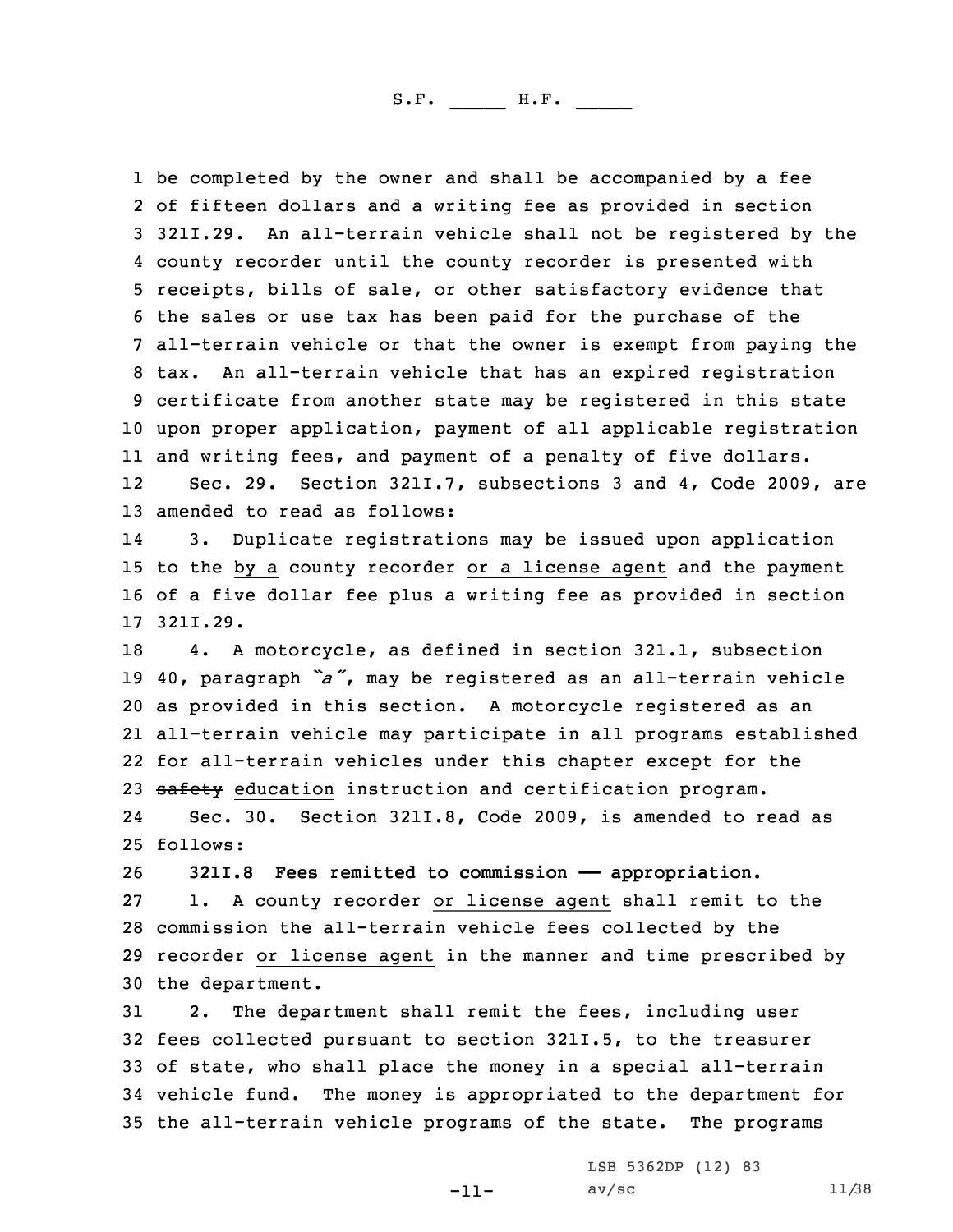be completed by the owner and shall be accompanied by a fee of fifteen dollars and a writing fee as provided in section 321I.29. An all-terrain vehicle shall not be registered by the county recorder until the county recorder is presented with receipts, bills of sale, or other satisfactory evidence that the sales or use tax has been paid for the purchase of the all-terrain vehicle or that the owner is exempt from paying the tax. An all-terrain vehicle that has an expired registration certificate from another state may be registered in this state upon proper application, payment of all applicable registration and writing fees, and payment of a penalty of five dollars.

Sec. 29. Section 321I.7, subsections 3 and 4, Code 2009, are amended to read as follows:

3. Duplicate registrations may be issued ~~upon application to the~~ by a county recorder or a license agent and the payment of a five dollar fee plus a writing fee as provided in section 321I.29.

4. A motorcycle, as defined in section 321.1, subsection 40, paragraph *"a"*, may be registered as an all-terrain vehicle as provided in this section. A motorcycle registered as an all-terrain vehicle may participate in all programs established for all-terrain vehicles under this chapter except for the ~~safety~~ education instruction and certification program.

Sec. 30. Section 321I.8, Code 2009, is amended to read as follows:

**321I.8 Fees remitted to commission —— appropriation.**

1. A county recorder or license agent shall remit to the commission the all-terrain vehicle fees collected by the recorder or license agent in the manner and time prescribed by the department.

2. The department shall remit the fees, including user fees collected pursuant to section 321I.5, to the treasurer of state, who shall place the money in a special all-terrain vehicle fund. The money is appropriated to the department for the all-terrain vehicle programs of the state. The programs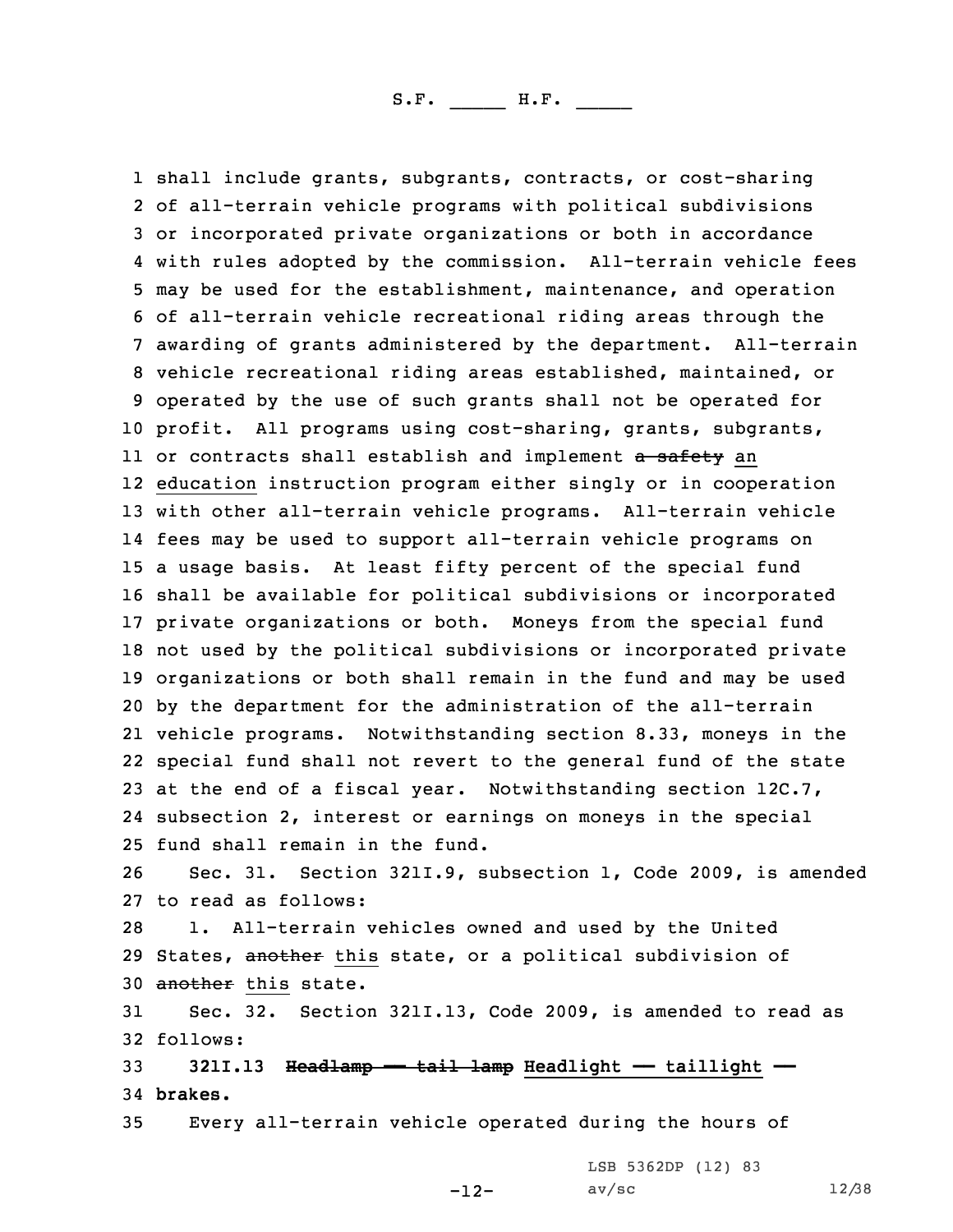shall include grants, subgrants, contracts, or cost-sharing of all-terrain vehicle programs with political subdivisions or incorporated private organizations or both in accordance with rules adopted by the commission. All-terrain vehicle fees may be used for the establishment, maintenance, and operation of all-terrain vehicle recreational riding areas through the awarding of grants administered by the department. All-terrain vehicle recreational riding areas established, maintained, or operated by the use of such grants shall not be operated for profit. All programs using cost-sharing, grants, subgrants, or contracts shall establish and implement ~~a safety~~ an education instruction program either singly or in cooperation with other all-terrain vehicle programs. All-terrain vehicle fees may be used to support all-terrain vehicle programs on a usage basis. At least fifty percent of the special fund shall be available for political subdivisions or incorporated private organizations or both. Moneys from the special fund not used by the political subdivisions or incorporated private organizations or both shall remain in the fund and may be used by the department for the administration of the all-terrain vehicle programs. Notwithstanding section 8.33, moneys in the special fund shall not revert to the general fund of the state at the end of a fiscal year. Notwithstanding section 12C.7, subsection 2, interest or earnings on moneys in the special fund shall remain in the fund.

Sec. 31. Section 321I.9, subsection 1, Code 2009, is amended to read as follows:

1. All-terrain vehicles owned and used by the United States, ~~another~~ this state, or a political subdivision of ~~another~~ this state.

Sec. 32. Section 321I.13, Code 2009, is amended to read as follows:

**321I.13 ~~Headlamp — tail lamp~~ Headlight — taillight — brakes.**

Every all-terrain vehicle operated during the hours of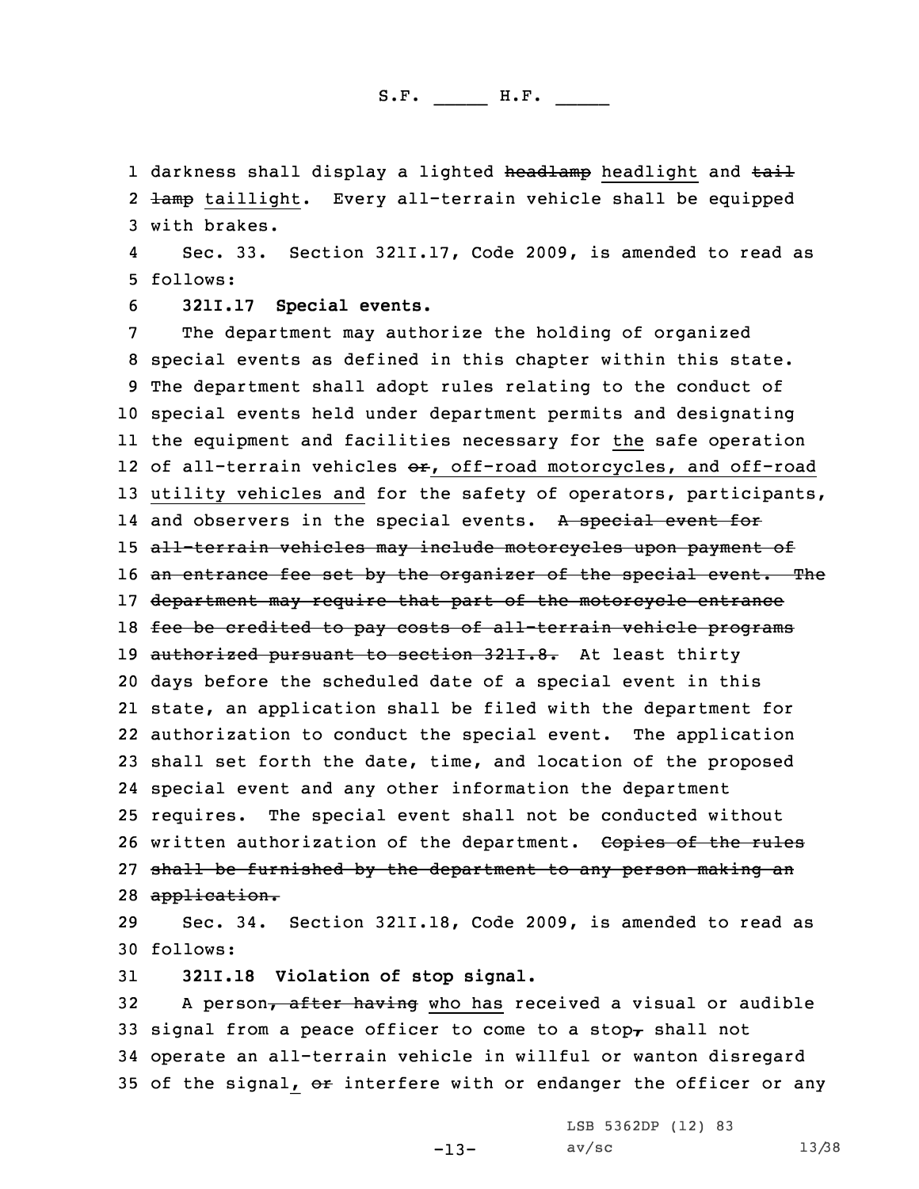darkness shall display a lighted ~~headlamp~~ headlight and ~~tail lamp~~ taillight. Every all-terrain vehicle shall be equipped with brakes.

Sec. 33. Section 321I.17, Code 2009, is amended to read as follows:

**321I.17 Special events.**

The department may authorize the holding of organized special events as defined in this chapter within this state. The department shall adopt rules relating to the conduct of special events held under department permits and designating the equipment and facilities necessary for the safe operation of all-terrain vehicles ~~or~~, off-road motorcycles, and off-road utility vehicles and for the safety of operators, participants, and observers in the special events. ~~A special event for all-terrain vehicles may include motorcycles upon payment of an entrance fee set by the organizer of the special event. The department may require that part of the motorcycle entrance fee be credited to pay costs of all-terrain vehicle programs authorized pursuant to section 321I.8.~~ At least thirty days before the scheduled date of a special event in this state, an application shall be filed with the department for authorization to conduct the special event. The application shall set forth the date, time, and location of the proposed special event and any other information the department requires. The special event shall not be conducted without written authorization of the department. ~~Copies of the rules shall be furnished by the department to any person making an application.~~

Sec. 34. Section 321I.18, Code 2009, is amended to read as follows:

**321I.18 Violation of stop signal.**

A person~~, after having~~ who has received a visual or audible signal from a peace officer to come to a stop~~,~~ shall not operate an all-terrain vehicle in willful or wanton disregard of the signal, ~~or~~ interfere with or endanger the officer or any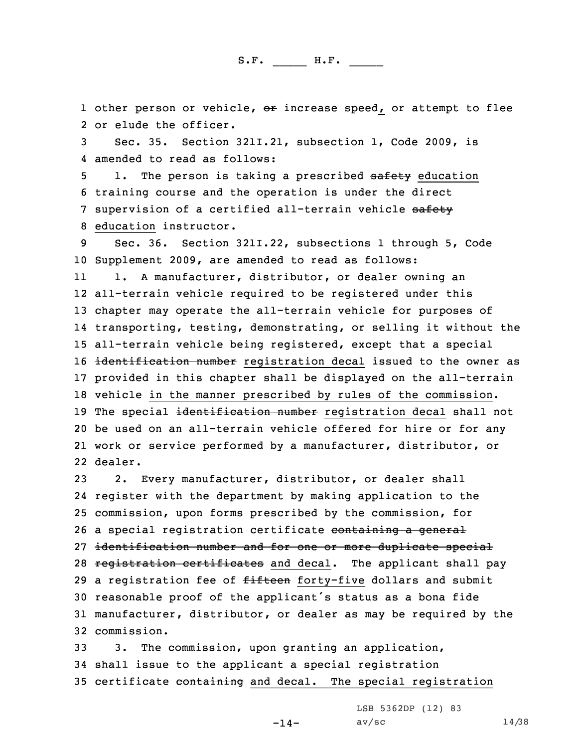other person or vehicle, ~~or~~ increase speed, or attempt to flee or elude the officer.

Sec. 35. Section 321I.21, subsection 1, Code 2009, is amended to read as follows:

1. The person is taking a prescribed ~~safety~~ education training course and the operation is under the direct supervision of a certified all-terrain vehicle ~~safety~~ education instructor.

Sec. 36. Section 321I.22, subsections 1 through 5, Code Supplement 2009, are amended to read as follows:

1. A manufacturer, distributor, or dealer owning an all-terrain vehicle required to be registered under this chapter may operate the all-terrain vehicle for purposes of transporting, testing, demonstrating, or selling it without the all-terrain vehicle being registered, except that a special ~~identification number~~ registration decal issued to the owner as provided in this chapter shall be displayed on the all-terrain vehicle in the manner prescribed by rules of the commission. The special ~~identification number~~ registration decal shall not be used on an all-terrain vehicle offered for hire or for any work or service performed by a manufacturer, distributor, or dealer.

2. Every manufacturer, distributor, or dealer shall register with the department by making application to the commission, upon forms prescribed by the commission, for a special registration certificate ~~containing a general identification number and for one or more duplicate special registration certificates~~ and decal. The applicant shall pay a registration fee of ~~fifteen~~ forty-five dollars and submit reasonable proof of the applicant's status as a bona fide manufacturer, distributor, or dealer as may be required by the commission.

3. The commission, upon granting an application, shall issue to the applicant a special registration certificate ~~containing~~ and decal. The special registration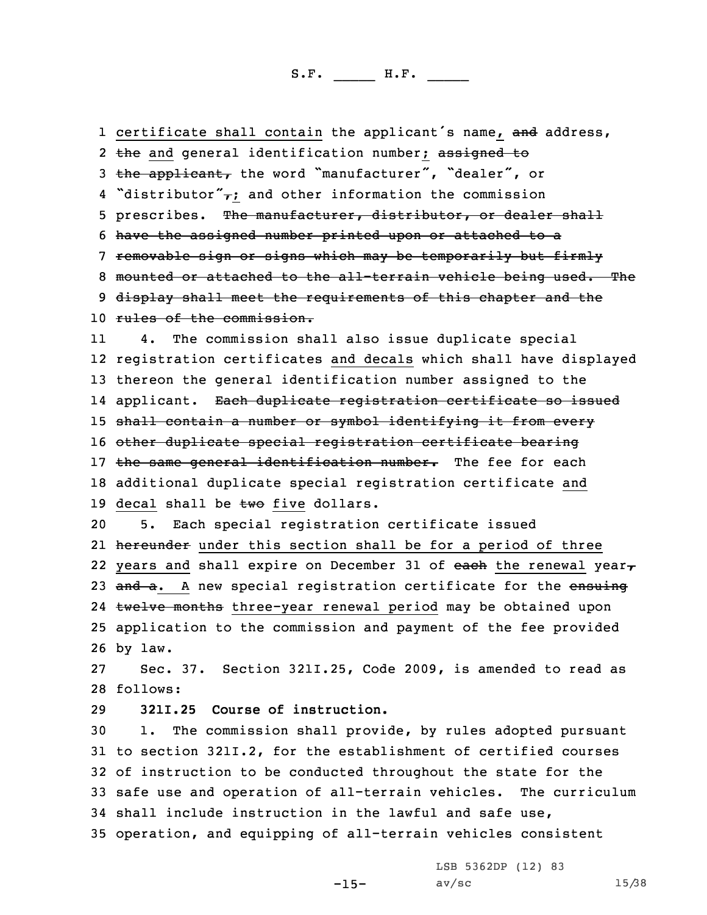<u>certificate shall contain</u> the applicant's name<u>,</u> ~~and~~ address, ~~the~~ <u>and</u> general identification number<u>;</u> ~~assigned to the applicant,~~ the word "manufacturer", "dealer", or "distributor"~~,~~<u>;</u> and other information the commission prescribes. ~~The manufacturer, distributor, or dealer shall have the assigned number printed upon or attached to a removable sign or signs which may be temporarily but firmly mounted or attached to the all-terrain vehicle being used. The display shall meet the requirements of this chapter and the rules of the commission.~~

4. The commission shall also issue duplicate special registration certificates <u>and decals</u> which shall have displayed thereon the general identification number assigned to the applicant. ~~Each duplicate registration certificate so issued shall contain a number or symbol identifying it from every other duplicate special registration certificate bearing the same general identification number.~~ The fee for each additional duplicate special registration certificate <u>and decal</u> shall be ~~two~~ <u>five</u> dollars.

5. Each special registration certificate issued ~~hereunder~~ <u>under this section shall be for a period of three years and</u> shall expire on December 31 of ~~each~~ <u>the renewal</u> year~~, and a~~. <u>A</u> new special registration certificate for the ~~ensuing twelve months~~ <u>three-year renewal period</u> may be obtained upon application to the commission and payment of the fee provided by law.

Sec. 37. Section 321I.25, Code 2009, is amended to read as follows:

**321I.25 Course of instruction.**

1. The commission shall provide, by rules adopted pursuant to section 321I.2, for the establishment of certified courses of instruction to be conducted throughout the state for the safe use and operation of all-terrain vehicles. The curriculum shall include instruction in the lawful and safe use, operation, and equipping of all-terrain vehicles consistent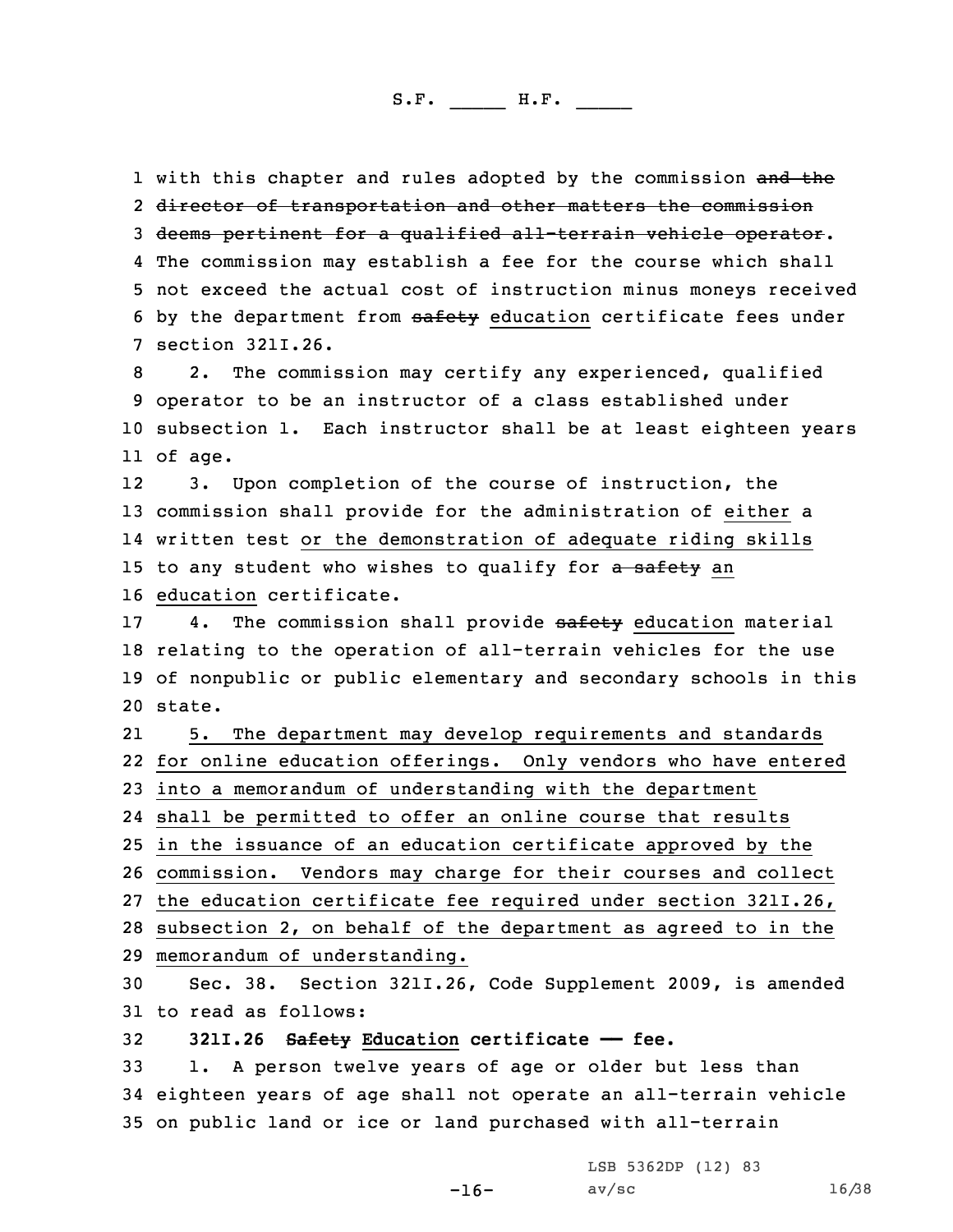with this chapter and rules adopted by the commission ~~and the director of transportation and other matters the commission deems pertinent for a qualified all-terrain vehicle operator~~. The commission may establish a fee for the course which shall not exceed the actual cost of instruction minus moneys received by the department from ~~safety~~ education certificate fees under section 321I.26.

2. The commission may certify any experienced, qualified operator to be an instructor of a class established under subsection 1. Each instructor shall be at least eighteen years of age.

3. Upon completion of the course of instruction, the commission shall provide for the administration of either a written test or the demonstration of adequate riding skills to any student who wishes to qualify for ~~a safety~~ an education certificate.

4. The commission shall provide ~~safety~~ education material relating to the operation of all-terrain vehicles for the use of nonpublic or public elementary and secondary schools in this state.

5. The department may develop requirements and standards for online education offerings. Only vendors who have entered into a memorandum of understanding with the department shall be permitted to offer an online course that results in the issuance of an education certificate approved by the commission. Vendors may charge for their courses and collect the education certificate fee required under section 321I.26, subsection 2, on behalf of the department as agreed to in the memorandum of understanding.

Sec. 38. Section 321I.26, Code Supplement 2009, is amended to read as follows:

**321I.26 ~~Safety~~ Education certificate — fee.**

1. A person twelve years of age or older but less than eighteen years of age shall not operate an all-terrain vehicle on public land or ice or land purchased with all-terrain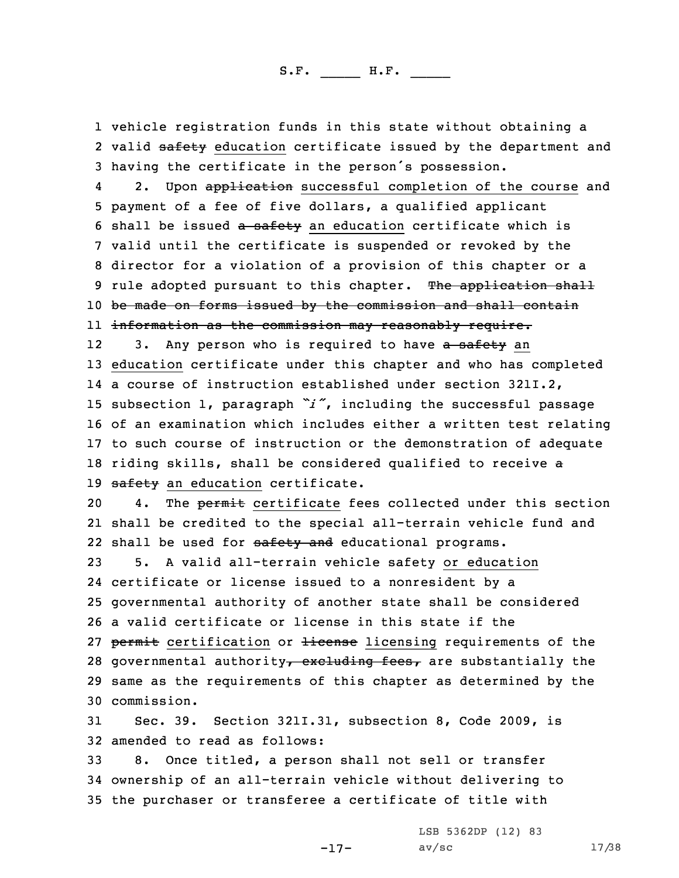vehicle registration funds in this state without obtaining a valid ~~safety~~ education certificate issued by the department and having the certificate in the person's possession.

2. Upon ~~application~~ successful completion of the course and payment of a fee of five dollars, a qualified applicant shall be issued ~~a safety~~ an education certificate which is valid until the certificate is suspended or revoked by the director for a violation of a provision of this chapter or a rule adopted pursuant to this chapter. ~~The application shall be made on forms issued by the commission and shall contain information as the commission may reasonably require.~~

3. Any person who is required to have ~~a safety~~ an education certificate under this chapter and who has completed a course of instruction established under section 321I.2, subsection 1, paragraph *"i"*, including the successful passage of an examination which includes either a written test relating to such course of instruction or the demonstration of adequate riding skills, shall be considered qualified to receive ~~a safety~~ an education certificate.

4. The ~~permit~~ certificate fees collected under this section shall be credited to the special all-terrain vehicle fund and shall be used for ~~safety and~~ educational programs.

5. A valid all-terrain vehicle safety or education certificate or license issued to a nonresident by a governmental authority of another state shall be considered a valid certificate or license in this state if the ~~permit~~ certification or ~~license~~ licensing requirements of the governmental authority~~, excluding fees,~~ are substantially the same as the requirements of this chapter as determined by the commission.

Sec. 39. Section 321I.31, subsection 8, Code 2009, is amended to read as follows:

8. Once titled, a person shall not sell or transfer ownership of an all-terrain vehicle without delivering to the purchaser or transferee a certificate of title with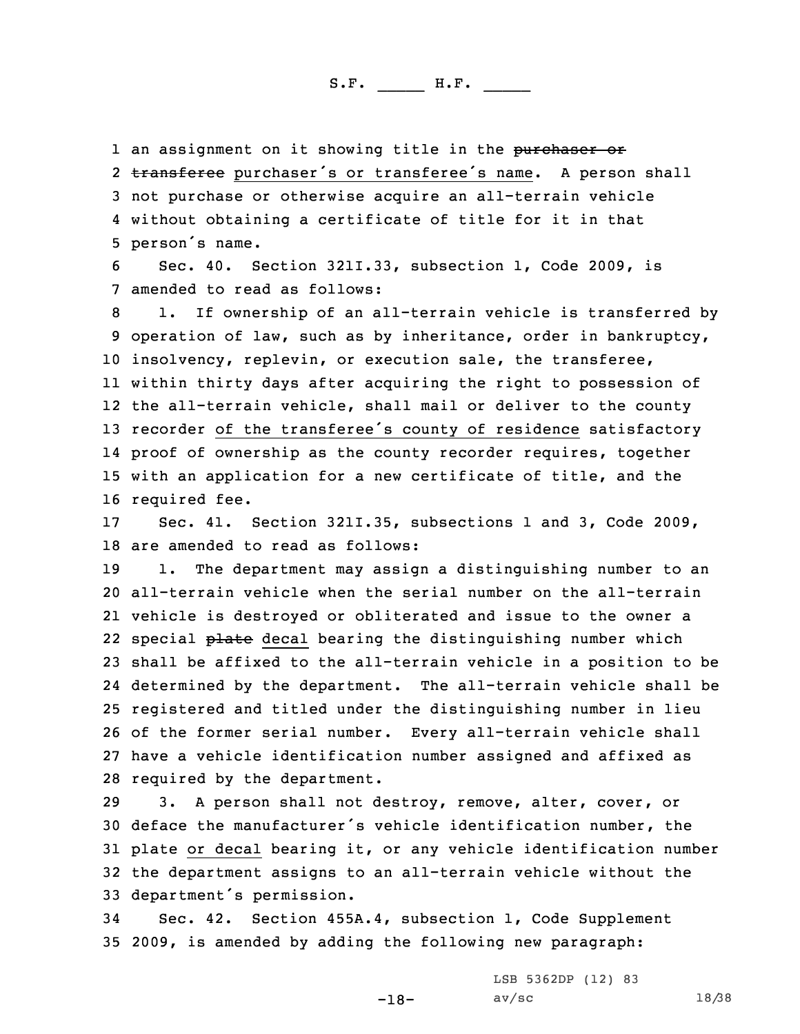an assignment on it showing title in the ~~purchaser or transferee~~ purchaser's or transferee's name. A person shall not purchase or otherwise acquire an all-terrain vehicle without obtaining a certificate of title for it in that person's name.

Sec. 40. Section 321I.33, subsection 1, Code 2009, is amended to read as follows:

1. If ownership of an all-terrain vehicle is transferred by operation of law, such as by inheritance, order in bankruptcy, insolvency, replevin, or execution sale, the transferee, within thirty days after acquiring the right to possession of the all-terrain vehicle, shall mail or deliver to the county recorder of the transferee's county of residence satisfactory proof of ownership as the county recorder requires, together with an application for a new certificate of title, and the required fee.

Sec. 41. Section 321I.35, subsections 1 and 3, Code 2009, are amended to read as follows:

1. The department may assign a distinguishing number to an all-terrain vehicle when the serial number on the all-terrain vehicle is destroyed or obliterated and issue to the owner a special ~~plate~~ decal bearing the distinguishing number which shall be affixed to the all-terrain vehicle in a position to be determined by the department. The all-terrain vehicle shall be registered and titled under the distinguishing number in lieu of the former serial number. Every all-terrain vehicle shall have a vehicle identification number assigned and affixed as required by the department.

3. A person shall not destroy, remove, alter, cover, or deface the manufacturer's vehicle identification number, the plate or decal bearing it, or any vehicle identification number the department assigns to an all-terrain vehicle without the department's permission.

Sec. 42. Section 455A.4, subsection 1, Code Supplement 2009, is amended by adding the following new paragraph: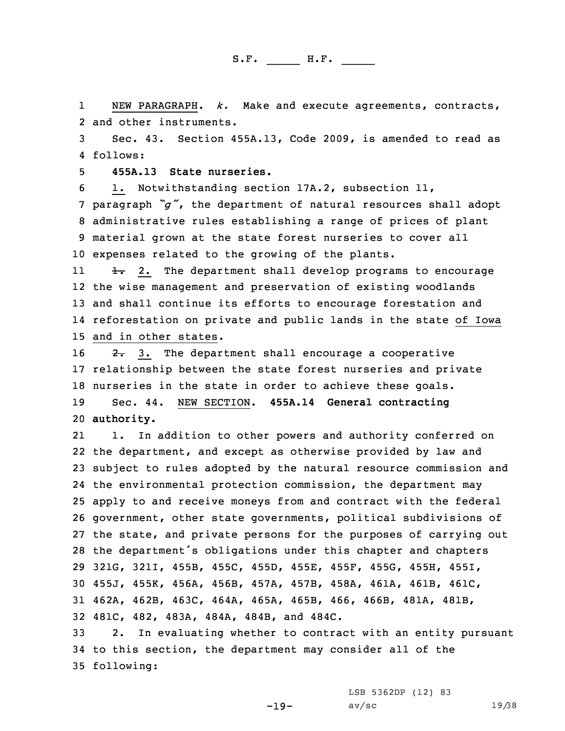NEW PARAGRAPH. *k.* Make and execute agreements, contracts, and other instruments.

Sec. 43. Section 455A.13, Code 2009, is amended to read as follows:

**455A.13 State nurseries.**

1. Notwithstanding section 17A.2, subsection 11, paragraph *"g"*, the department of natural resources shall adopt administrative rules establishing a range of prices of plant material grown at the state forest nurseries to cover all expenses related to the growing of the plants.

~~1.~~ 2. The department shall develop programs to encourage the wise management and preservation of existing woodlands and shall continue its efforts to encourage forestation and reforestation on private and public lands in the state of Iowa and in other states.

~~2.~~ 3. The department shall encourage a cooperative relationship between the state forest nurseries and private nurseries in the state in order to achieve these goals.

Sec. 44. NEW SECTION. **455A.14 General contracting authority.**

1. In addition to other powers and authority conferred on the department, and except as otherwise provided by law and subject to rules adopted by the natural resource commission and the environmental protection commission, the department may apply to and receive moneys from and contract with the federal government, other state governments, political subdivisions of the state, and private persons for the purposes of carrying out the department's obligations under this chapter and chapters 321G, 321I, 455B, 455C, 455D, 455E, 455F, 455G, 455H, 455I, 455J, 455K, 456A, 456B, 457A, 457B, 458A, 461A, 461B, 461C, 462A, 462B, 463C, 464A, 465A, 465B, 466, 466B, 481A, 481B, 481C, 482, 483A, 484A, 484B, and 484C.

2. In evaluating whether to contract with an entity pursuant to this section, the department may consider all of the following: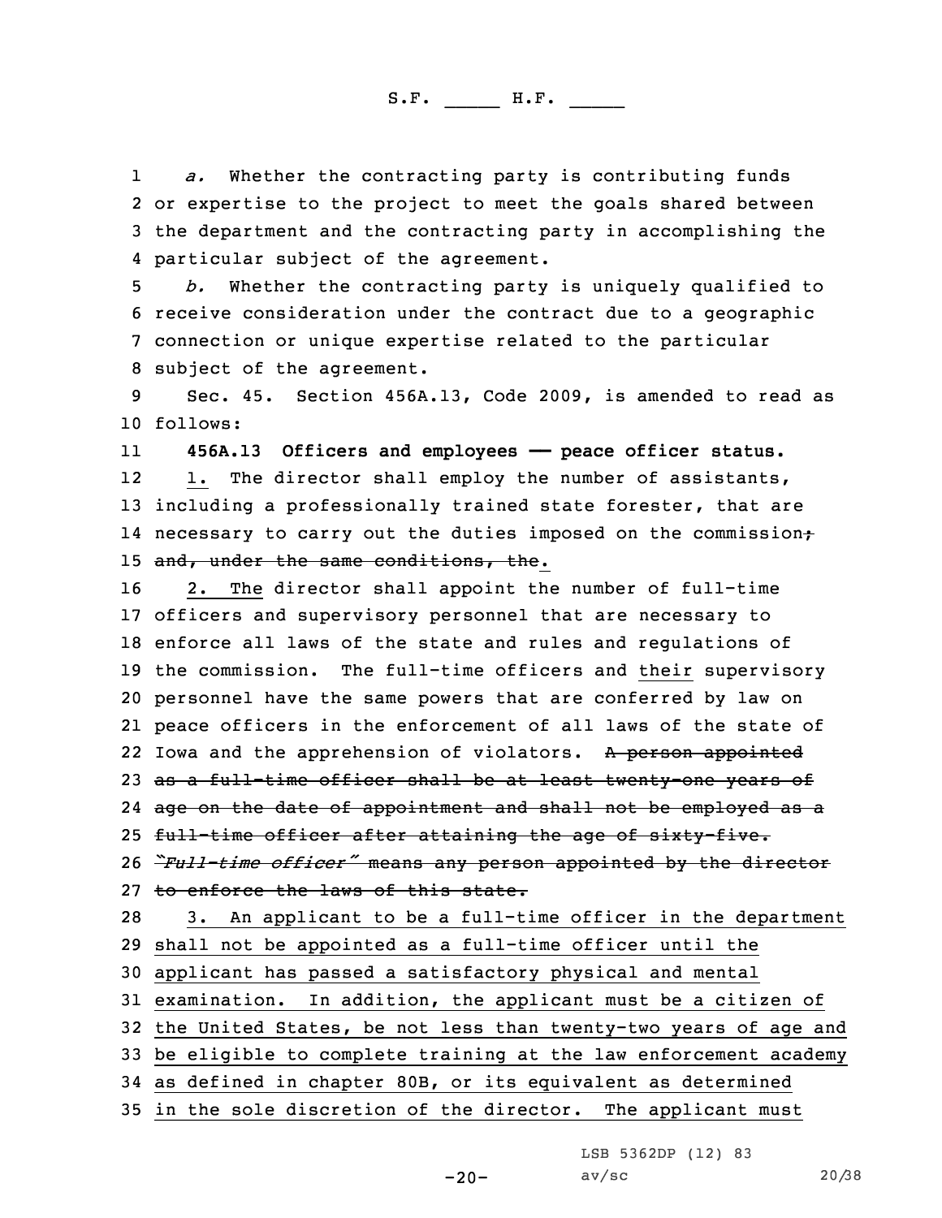*a.* Whether the contracting party is contributing funds or expertise to the project to meet the goals shared between the department and the contracting party in accomplishing the particular subject of the agreement.

*b.* Whether the contracting party is uniquely qualified to receive consideration under the contract due to a geographic connection or unique expertise related to the particular subject of the agreement.

Sec. 45. Section 456A.13, Code 2009, is amended to read as follows:

**456A.13 Officers and employees —— peace officer status.**

1. The director shall employ the number of assistants, including a professionally trained state forester, that are necessary to carry out the duties imposed on the commission; and, under the same conditions, the.

2. The director shall appoint the number of full-time officers and supervisory personnel that are necessary to enforce all laws of the state and rules and regulations of the commission. The full-time officers and their supervisory personnel have the same powers that are conferred by law on peace officers in the enforcement of all laws of the state of Iowa and the apprehension of violators. A person appointed as a full-time officer shall be at least twenty-one years of age on the date of appointment and shall not be employed as a full-time officer after attaining the age of sixty-five. *"Full-time officer"* means any person appointed by the director to enforce the laws of this state.

3. An applicant to be a full-time officer in the department shall not be appointed as a full-time officer until the applicant has passed a satisfactory physical and mental examination. In addition, the applicant must be a citizen of the United States, be not less than twenty-two years of age and be eligible to complete training at the law enforcement academy as defined in chapter 80B, or its equivalent as determined in the sole discretion of the director. The applicant must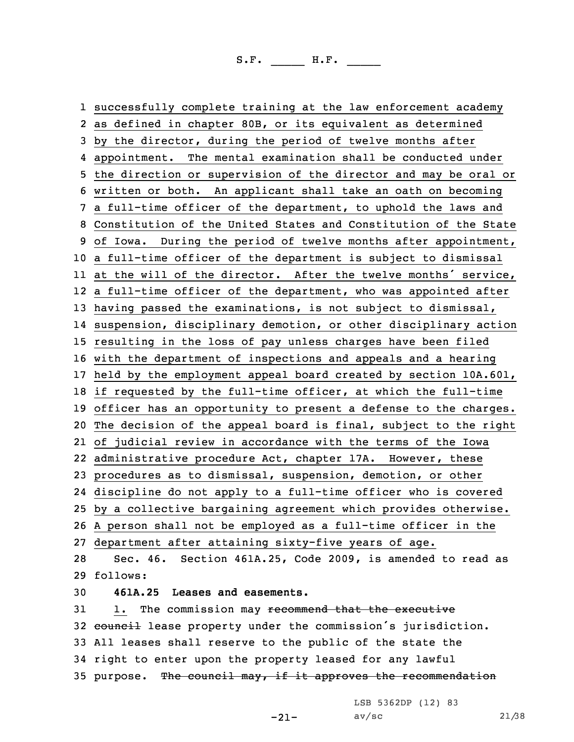successfully complete training at the law enforcement academy as defined in chapter 80B, or its equivalent as determined by the director, during the period of twelve months after appointment. The mental examination shall be conducted under the direction or supervision of the director and may be oral or written or both. An applicant shall take an oath on becoming a full-time officer of the department, to uphold the laws and Constitution of the United States and Constitution of the State of Iowa. During the period of twelve months after appointment, a full-time officer of the department is subject to dismissal at the will of the director. After the twelve months' service, a full-time officer of the department, who was appointed after having passed the examinations, is not subject to dismissal, suspension, disciplinary demotion, or other disciplinary action resulting in the loss of pay unless charges have been filed with the department of inspections and appeals and a hearing held by the employment appeal board created by section 10A.601, if requested by the full-time officer, at which the full-time officer has an opportunity to present a defense to the charges. The decision of the appeal board is final, subject to the right of judicial review in accordance with the terms of the Iowa administrative procedure Act, chapter 17A. However, these procedures as to dismissal, suspension, demotion, or other discipline do not apply to a full-time officer who is covered by a collective bargaining agreement which provides otherwise. A person shall not be employed as a full-time officer in the department after attaining sixty-five years of age.

Sec. 46. Section 461A.25, Code 2009, is amended to read as follows:

**461A.25 Leases and easements.**

1. The commission may ~~recommend that the executive council~~ lease property under the commission's jurisdiction. All leases shall reserve to the public of the state the right to enter upon the property leased for any lawful purpose. ~~The council may, if it approves the recommendation~~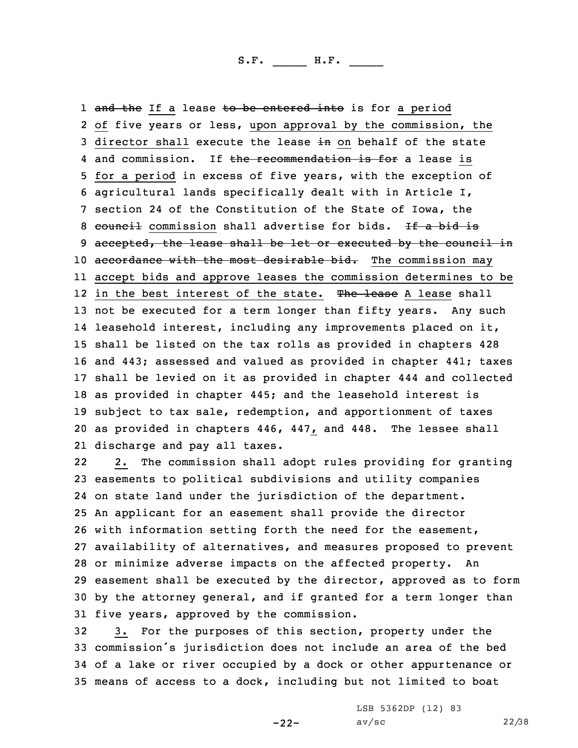and the If a lease to be entered into is for a period of five years or less, upon approval by the commission, the director shall execute the lease in on behalf of the state and commission. If the recommendation is for a lease is for a period in excess of five years, with the exception of agricultural lands specifically dealt with in Article I, section 24 of the Constitution of the State of Iowa, the council commission shall advertise for bids. If a bid is accepted, the lease shall be let or executed by the council in accordance with the most desirable bid. The commission may accept bids and approve leases the commission determines to be in the best interest of the state. The lease A lease shall not be executed for a term longer than fifty years. Any such leasehold interest, including any improvements placed on it, shall be listed on the tax rolls as provided in chapters 428 and 443; assessed and valued as provided in chapter 441; taxes shall be levied on it as provided in chapter 444 and collected as provided in chapter 445; and the leasehold interest is subject to tax sale, redemption, and apportionment of taxes as provided in chapters 446, 447, and 448. The lessee shall discharge and pay all taxes.

2. The commission shall adopt rules providing for granting easements to political subdivisions and utility companies on state land under the jurisdiction of the department. An applicant for an easement shall provide the director with information setting forth the need for the easement, availability of alternatives, and measures proposed to prevent or minimize adverse impacts on the affected property. An easement shall be executed by the director, approved as to form by the attorney general, and if granted for a term longer than five years, approved by the commission.

3. For the purposes of this section, property under the commission's jurisdiction does not include an area of the bed of a lake or river occupied by a dock or other appurtenance or means of access to a dock, including but not limited to boat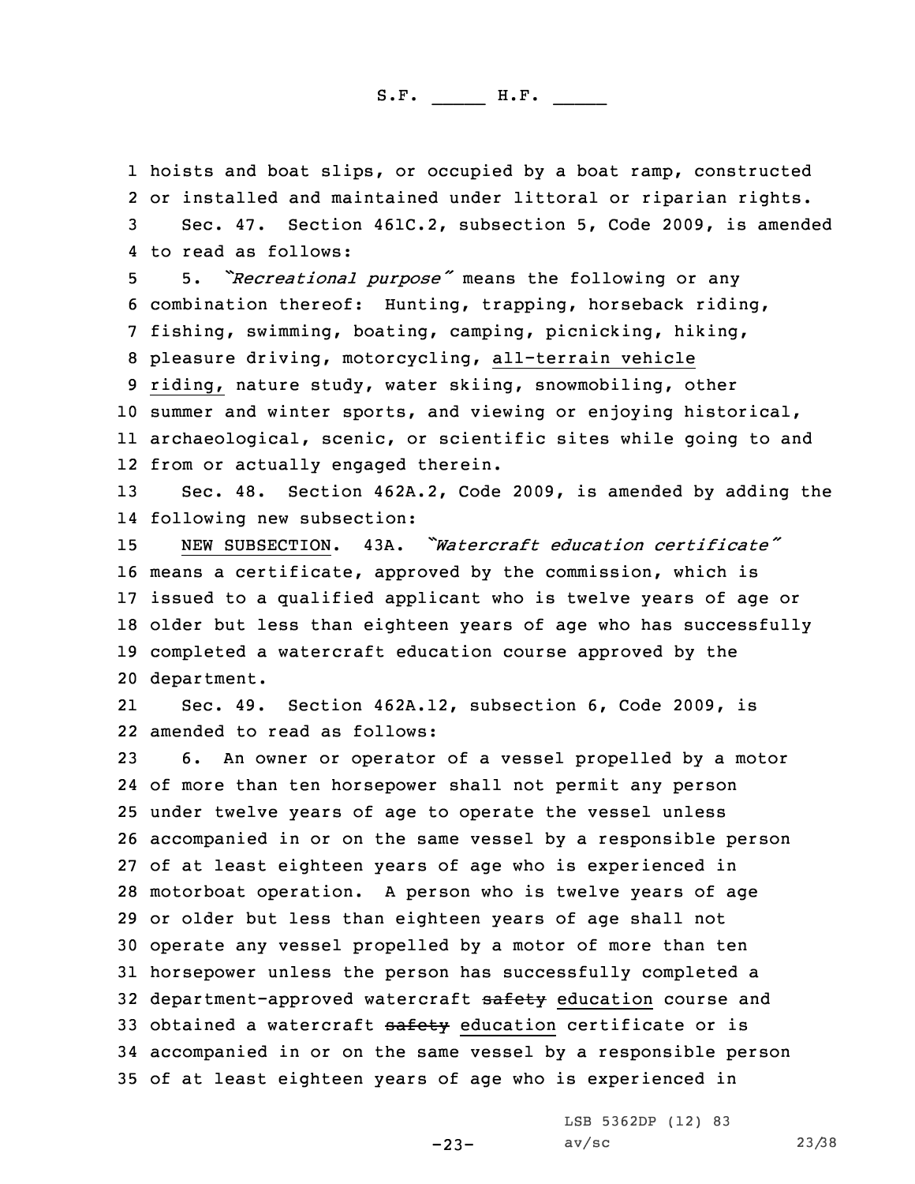hoists and boat slips, or occupied by a boat ramp, constructed or installed and maintained under littoral or riparian rights.

Sec. 47. Section 461C.2, subsection 5, Code 2009, is amended to read as follows:

5. *"Recreational purpose"* means the following or any combination thereof: Hunting, trapping, horseback riding, fishing, swimming, boating, camping, picnicking, hiking, pleasure driving, motorcycling, <u>all-terrain vehicle riding,</u> nature study, water skiing, snowmobiling, other summer and winter sports, and viewing or enjoying historical, archaeological, scenic, or scientific sites while going to and from or actually engaged therein.

Sec. 48. Section 462A.2, Code 2009, is amended by adding the following new subsection:

<u>NEW SUBSECTION</u>. 43A. *"Watercraft education certificate"* means a certificate, approved by the commission, which is issued to a qualified applicant who is twelve years of age or older but less than eighteen years of age who has successfully completed a watercraft education course approved by the department.

Sec. 49. Section 462A.12, subsection 6, Code 2009, is amended to read as follows:

6. An owner or operator of a vessel propelled by a motor of more than ten horsepower shall not permit any person under twelve years of age to operate the vessel unless accompanied in or on the same vessel by a responsible person of at least eighteen years of age who is experienced in motorboat operation. A person who is twelve years of age or older but less than eighteen years of age shall not operate any vessel propelled by a motor of more than ten horsepower unless the person has successfully completed a department-approved watercraft ~~safety~~ <u>education</u> course and obtained a watercraft ~~safety~~ <u>education</u> certificate or is accompanied in or on the same vessel by a responsible person of at least eighteen years of age who is experienced in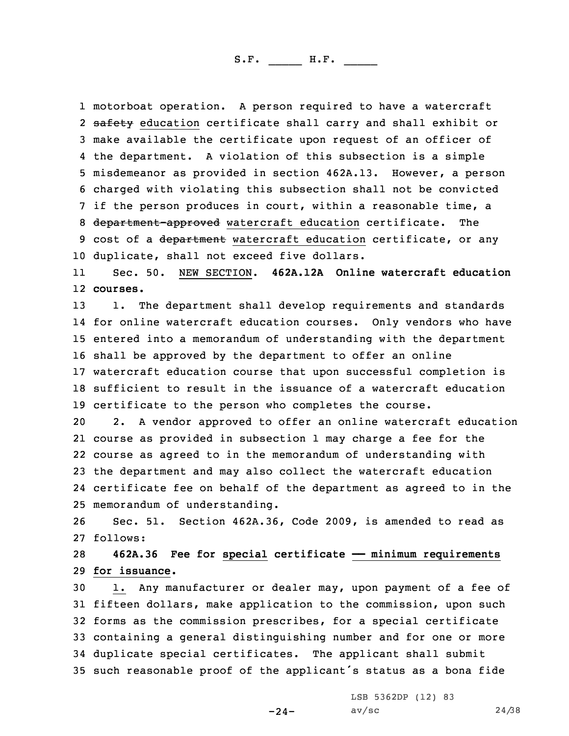motorboat operation. A person required to have a watercraft ~~safety~~ education certificate shall carry and shall exhibit or make available the certificate upon request of an officer of the department. A violation of this subsection is a simple misdemeanor as provided in section 462A.13. However, a person charged with violating this subsection shall not be convicted if the person produces in court, within a reasonable time, a ~~department-approved~~ watercraft education certificate. The cost of a ~~department~~ watercraft education certificate, or any duplicate, shall not exceed five dollars.

Sec. 50. NEW SECTION. **462A.12A Online watercraft education courses.**

1. The department shall develop requirements and standards for online watercraft education courses. Only vendors who have entered into a memorandum of understanding with the department shall be approved by the department to offer an online watercraft education course that upon successful completion is sufficient to result in the issuance of a watercraft education certificate to the person who completes the course.

2. A vendor approved to offer an online watercraft education course as provided in subsection 1 may charge a fee for the course as agreed to in the memorandum of understanding with the department and may also collect the watercraft education certificate fee on behalf of the department as agreed to in the memorandum of understanding.

Sec. 51. Section 462A.36, Code 2009, is amended to read as follows:

**462A.36 Fee for special certificate — minimum requirements for issuance.**

1. Any manufacturer or dealer may, upon payment of a fee of fifteen dollars, make application to the commission, upon such forms as the commission prescribes, for a special certificate containing a general distinguishing number and for one or more duplicate special certificates. The applicant shall submit such reasonable proof of the applicant's status as a bona fide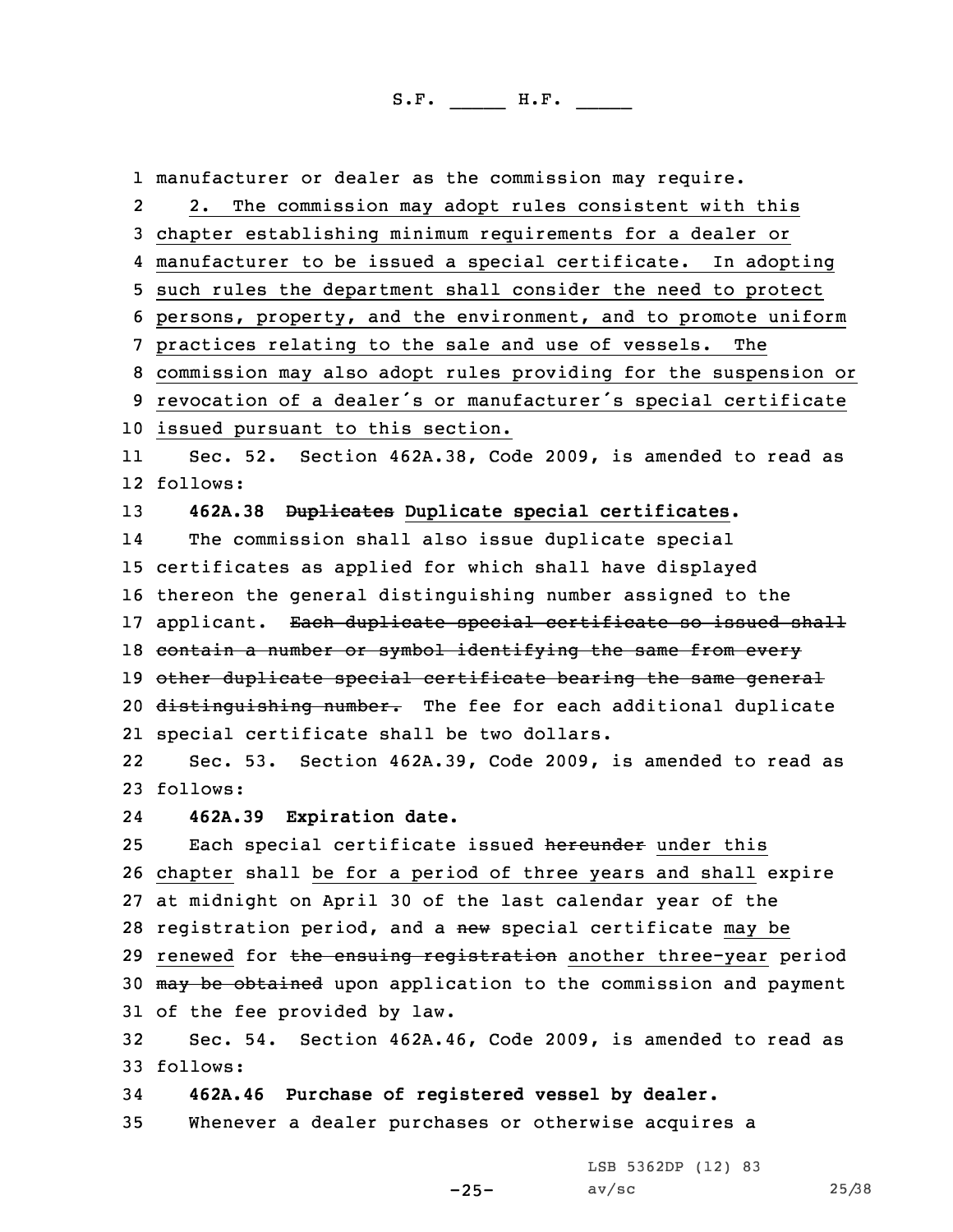manufacturer or dealer as the commission may require.

2. The commission may adopt rules consistent with this chapter establishing minimum requirements for a dealer or manufacturer to be issued a special certificate. In adopting such rules the department shall consider the need to protect persons, property, and the environment, and to promote uniform practices relating to the sale and use of vessels. The commission may also adopt rules providing for the suspension or revocation of a dealer's or manufacturer's special certificate issued pursuant to this section.

Sec. 52. Section 462A.38, Code 2009, is amended to read as follows:

**462A.38 ~~Duplicates~~ Duplicate special certificates.**

The commission shall also issue duplicate special certificates as applied for which shall have displayed thereon the general distinguishing number assigned to the applicant. ~~Each duplicate special certificate so issued shall contain a number or symbol identifying the same from every other duplicate special certificate bearing the same general distinguishing number.~~ The fee for each additional duplicate special certificate shall be two dollars.

Sec. 53. Section 462A.39, Code 2009, is amended to read as follows:

**462A.39 Expiration date.**

Each special certificate issued ~~hereunder~~ under this chapter shall be for a period of three years and shall expire at midnight on April 30 of the last calendar year of the registration period, and a ~~new~~ special certificate may be renewed for ~~the ensuing registration~~ another three-year period ~~may be obtained~~ upon application to the commission and payment of the fee provided by law.

Sec. 54. Section 462A.46, Code 2009, is amended to read as follows:

**462A.46 Purchase of registered vessel by dealer.**

Whenever a dealer purchases or otherwise acquires a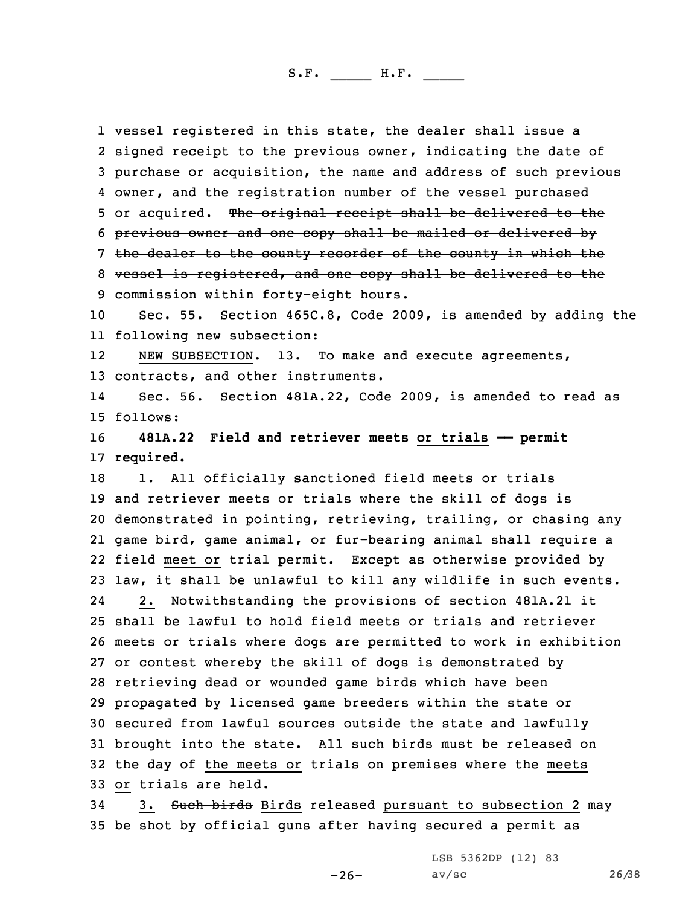vessel registered in this state, the dealer shall issue a signed receipt to the previous owner, indicating the date of purchase or acquisition, the name and address of such previous owner, and the registration number of the vessel purchased or acquired. ~~The original receipt shall be delivered to the previous owner and one copy shall be mailed or delivered by the dealer to the county recorder of the county in which the vessel is registered, and one copy shall be delivered to the commission within forty-eight hours.~~

Sec. 55. Section 465C.8, Code 2009, is amended by adding the following new subsection:

NEW SUBSECTION. 13. To make and execute agreements, contracts, and other instruments.

Sec. 56. Section 481A.22, Code 2009, is amended to read as follows:

**481A.22 Field and retriever meets or trials — permit required.**

1. All officially sanctioned field meets or trials and retriever meets or trials where the skill of dogs is demonstrated in pointing, retrieving, trailing, or chasing any game bird, game animal, or fur-bearing animal shall require a field meet or trial permit. Except as otherwise provided by law, it shall be unlawful to kill any wildlife in such events.

2. Notwithstanding the provisions of section 481A.21 it shall be lawful to hold field meets or trials and retriever meets or trials where dogs are permitted to work in exhibition or contest whereby the skill of dogs is demonstrated by retrieving dead or wounded game birds which have been propagated by licensed game breeders within the state or secured from lawful sources outside the state and lawfully brought into the state. All such birds must be released on the day of the meets or trials on premises where the meets or trials are held.

3. ~~Such birds~~ Birds released pursuant to subsection 2 may be shot by official guns after having secured a permit as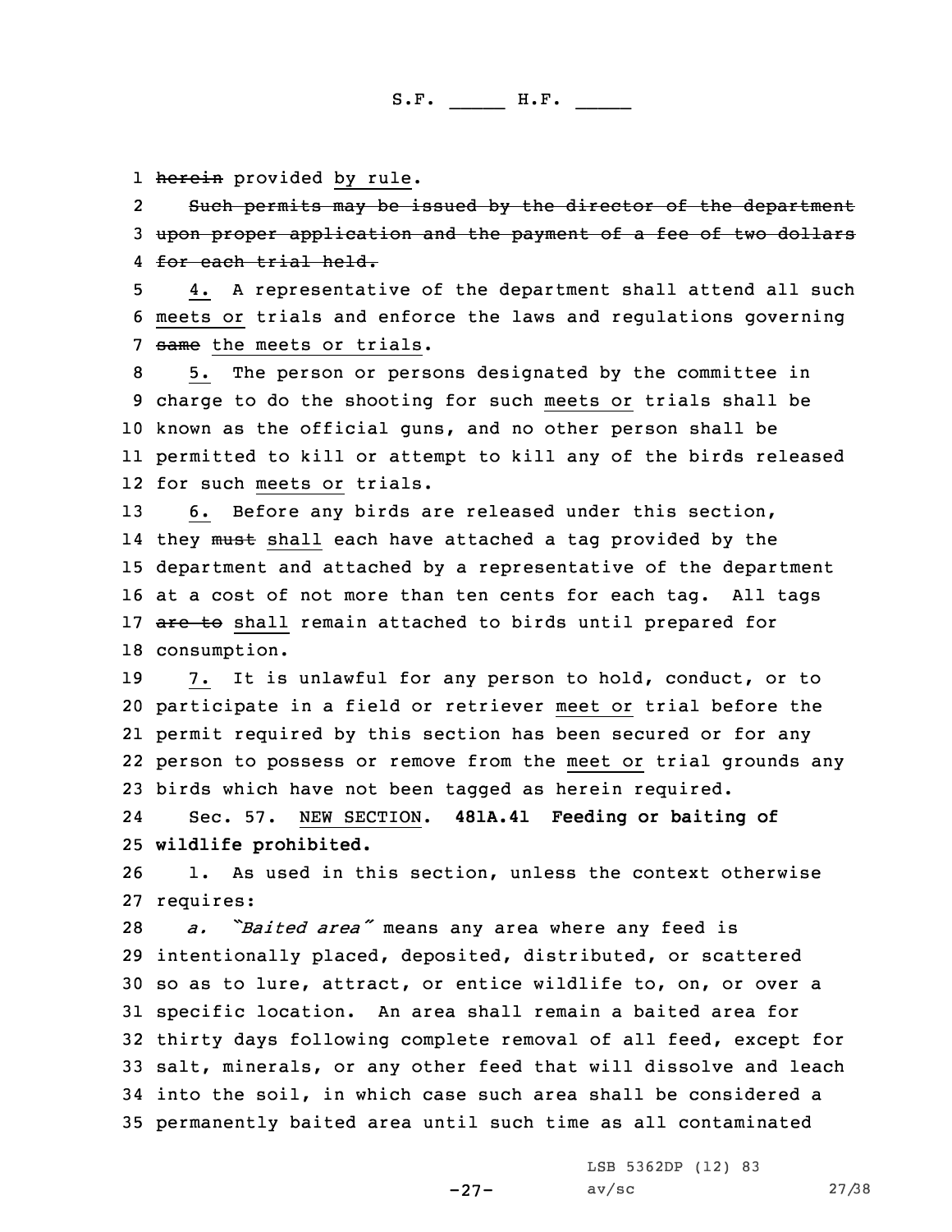herein provided by rule.

Such permits may be issued by the director of the department upon proper application and the payment of a fee of two dollars for each trial held.

4. A representative of the department shall attend all such meets or trials and enforce the laws and regulations governing same the meets or trials.

5. The person or persons designated by the committee in charge to do the shooting for such meets or trials shall be known as the official guns, and no other person shall be permitted to kill or attempt to kill any of the birds released for such meets or trials.

6. Before any birds are released under this section, they must shall each have attached a tag provided by the department and attached by a representative of the department at a cost of not more than ten cents for each tag. All tags are to shall remain attached to birds until prepared for consumption.

7. It is unlawful for any person to hold, conduct, or to participate in a field or retriever meet or trial before the permit required by this section has been secured or for any person to possess or remove from the meet or trial grounds any birds which have not been tagged as herein required.

Sec. 57. NEW SECTION. **481A.41 Feeding or baiting of wildlife prohibited.**

1. As used in this section, unless the context otherwise requires:

*a. "Baited area"* means any area where any feed is intentionally placed, deposited, distributed, or scattered so as to lure, attract, or entice wildlife to, on, or over a specific location. An area shall remain a baited area for thirty days following complete removal of all feed, except for salt, minerals, or any other feed that will dissolve and leach into the soil, in which case such area shall be considered a permanently baited area until such time as all contaminated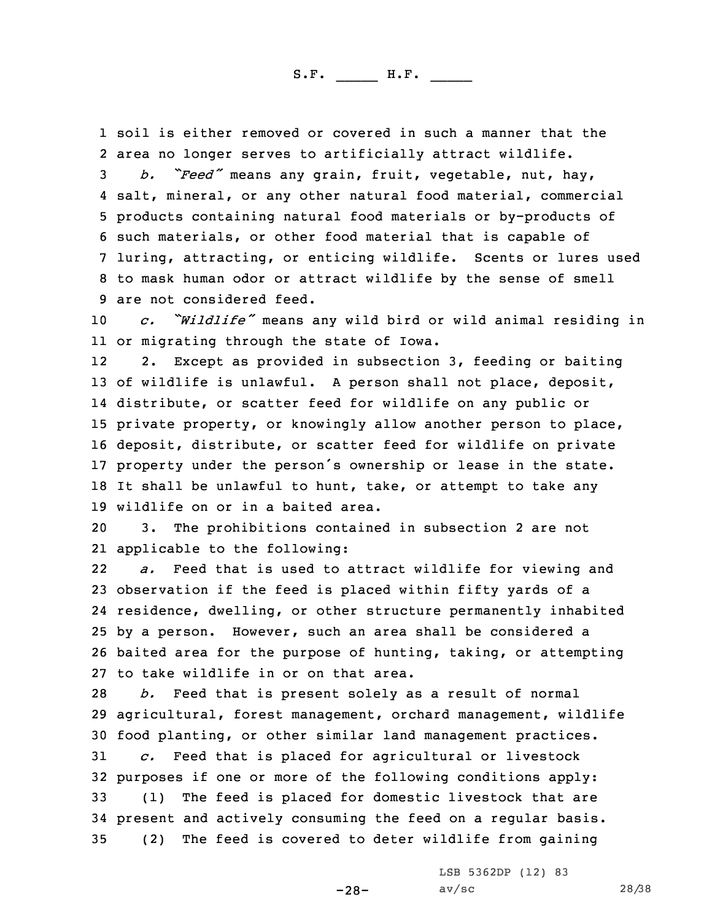soil is either removed or covered in such a manner that the area no longer serves to artificially attract wildlife.

*b. "Feed"* means any grain, fruit, vegetable, nut, hay, salt, mineral, or any other natural food material, commercial products containing natural food materials or by-products of such materials, or other food material that is capable of luring, attracting, or enticing wildlife. Scents or lures used to mask human odor or attract wildlife by the sense of smell are not considered feed.

*c. "Wildlife"* means any wild bird or wild animal residing in or migrating through the state of Iowa.

2. Except as provided in subsection 3, feeding or baiting of wildlife is unlawful. A person shall not place, deposit, distribute, or scatter feed for wildlife on any public or private property, or knowingly allow another person to place, deposit, distribute, or scatter feed for wildlife on private property under the person's ownership or lease in the state. It shall be unlawful to hunt, take, or attempt to take any wildlife on or in a baited area.

3. The prohibitions contained in subsection 2 are not applicable to the following:

*a.* Feed that is used to attract wildlife for viewing and observation if the feed is placed within fifty yards of a residence, dwelling, or other structure permanently inhabited by a person. However, such an area shall be considered a baited area for the purpose of hunting, taking, or attempting to take wildlife in or on that area.

*b.* Feed that is present solely as a result of normal agricultural, forest management, orchard management, wildlife food planting, or other similar land management practices.

*c.* Feed that is placed for agricultural or livestock purposes if one or more of the following conditions apply:

(1) The feed is placed for domestic livestock that are present and actively consuming the feed on a regular basis.

(2) The feed is covered to deter wildlife from gaining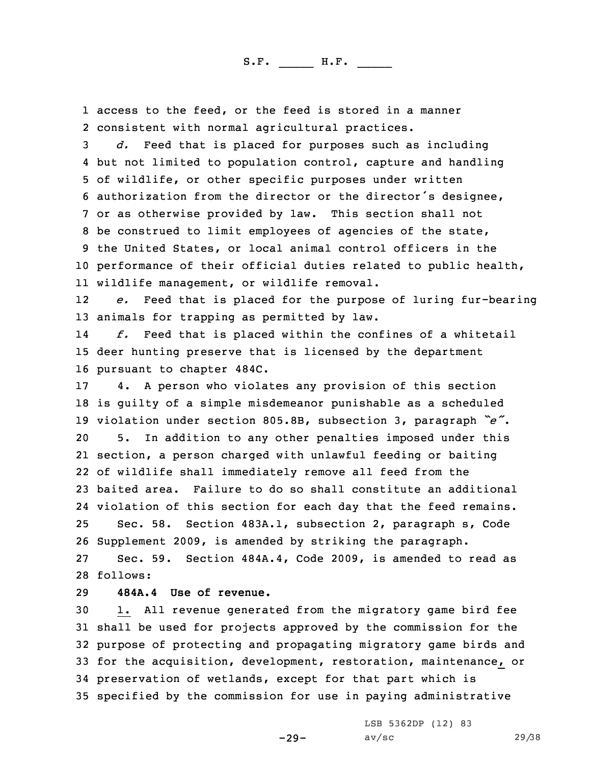access to the feed, or the feed is stored in a manner consistent with normal agricultural practices.

*d.* Feed that is placed for purposes such as including but not limited to population control, capture and handling of wildlife, or other specific purposes under written authorization from the director or the director's designee, or as otherwise provided by law. This section shall not be construed to limit employees of agencies of the state, the United States, or local animal control officers in the performance of their official duties related to public health, wildlife management, or wildlife removal.

*e.* Feed that is placed for the purpose of luring fur-bearing animals for trapping as permitted by law.

*f.* Feed that is placed within the confines of a whitetail deer hunting preserve that is licensed by the department pursuant to chapter 484C.

4. A person who violates any provision of this section is guilty of a simple misdemeanor punishable as a scheduled violation under section 805.8B, subsection 3, paragraph *"e"*.

5. In addition to any other penalties imposed under this section, a person charged with unlawful feeding or baiting of wildlife shall immediately remove all feed from the baited area. Failure to do so shall constitute an additional violation of this section for each day that the feed remains.

Sec. 58. Section 483A.1, subsection 2, paragraph s, Code Supplement 2009, is amended by striking the paragraph.

Sec. 59. Section 484A.4, Code 2009, is amended to read as follows:

**484A.4 Use of revenue.**

1. All revenue generated from the migratory game bird fee shall be used for projects approved by the commission for the purpose of protecting and propagating migratory game birds and for the acquisition, development, restoration, maintenance, or preservation of wetlands, except for that part which is specified by the commission for use in paying administrative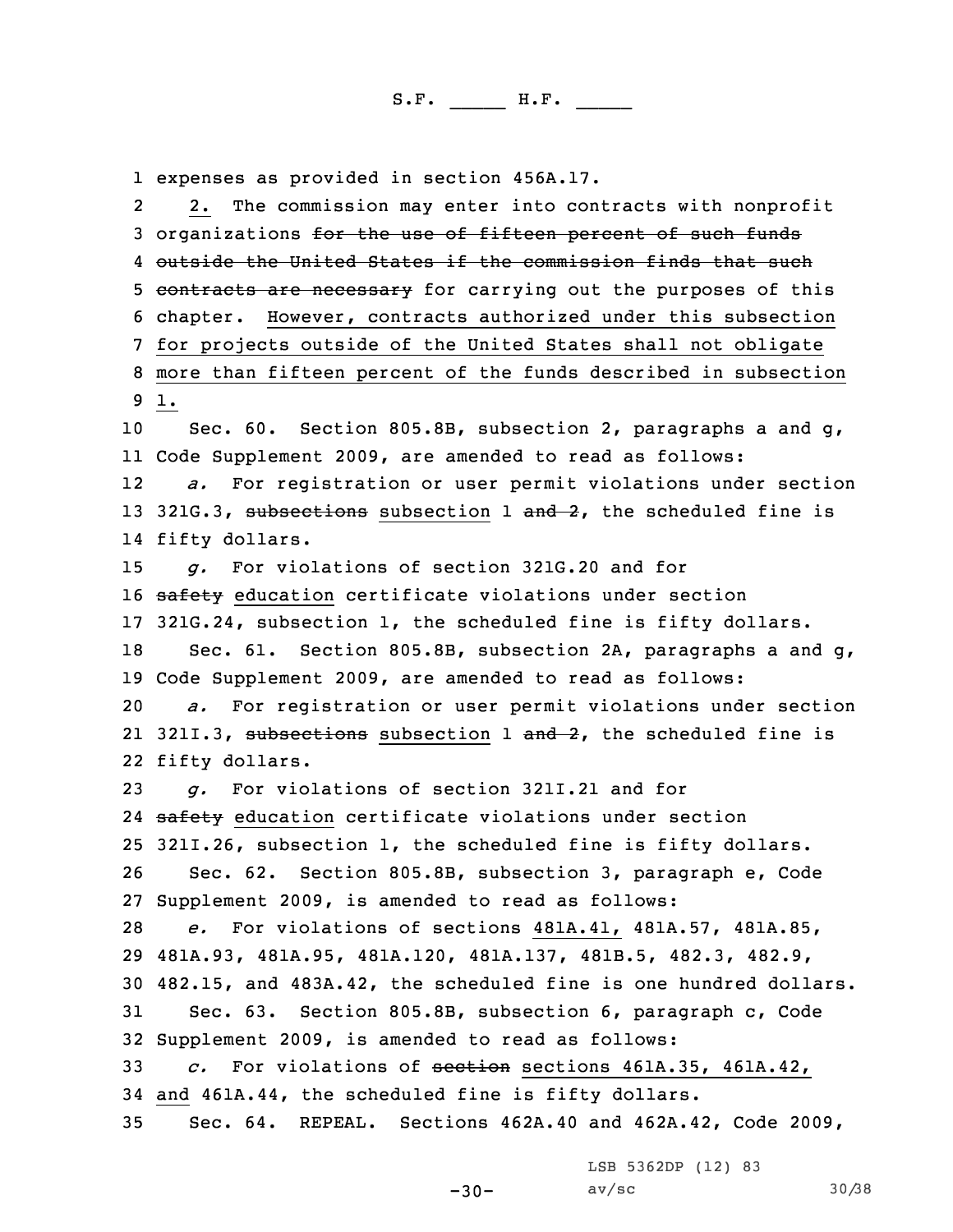expenses as provided in section 456A.17.

2. The commission may enter into contracts with nonprofit organizations ~~for the use of fifteen percent of such funds outside the United States if the commission finds that such contracts are necessary~~ for carrying out the purposes of this chapter. However, contracts authorized under this subsection for projects outside of the United States shall not obligate more than fifteen percent of the funds described in subsection 1.

Sec. 60. Section 805.8B, subsection 2, paragraphs a and g, Code Supplement 2009, are amended to read as follows:

*a.* For registration or user permit violations under section 321G.3, ~~subsections~~ subsection 1 ~~and 2~~, the scheduled fine is fifty dollars.

*g.* For violations of section 321G.20 and for ~~safety~~ education certificate violations under section 321G.24, subsection 1, the scheduled fine is fifty dollars.

Sec. 61. Section 805.8B, subsection 2A, paragraphs a and g, Code Supplement 2009, are amended to read as follows:

*a.* For registration or user permit violations under section 321I.3, ~~subsections~~ subsection 1 ~~and 2~~, the scheduled fine is fifty dollars.

*g.* For violations of section 321I.21 and for ~~safety~~ education certificate violations under section 321I.26, subsection 1, the scheduled fine is fifty dollars.

Sec. 62. Section 805.8B, subsection 3, paragraph e, Code Supplement 2009, is amended to read as follows:

*e.* For violations of sections 481A.41, 481A.57, 481A.85, 481A.93, 481A.95, 481A.120, 481A.137, 481B.5, 482.3, 482.9, 482.15, and 483A.42, the scheduled fine is one hundred dollars.

Sec. 63. Section 805.8B, subsection 6, paragraph c, Code Supplement 2009, is amended to read as follows:

*c.* For violations of ~~section~~ sections 461A.35, 461A.42, and 461A.44, the scheduled fine is fifty dollars.

Sec. 64. REPEAL. Sections 462A.40 and 462A.42, Code 2009,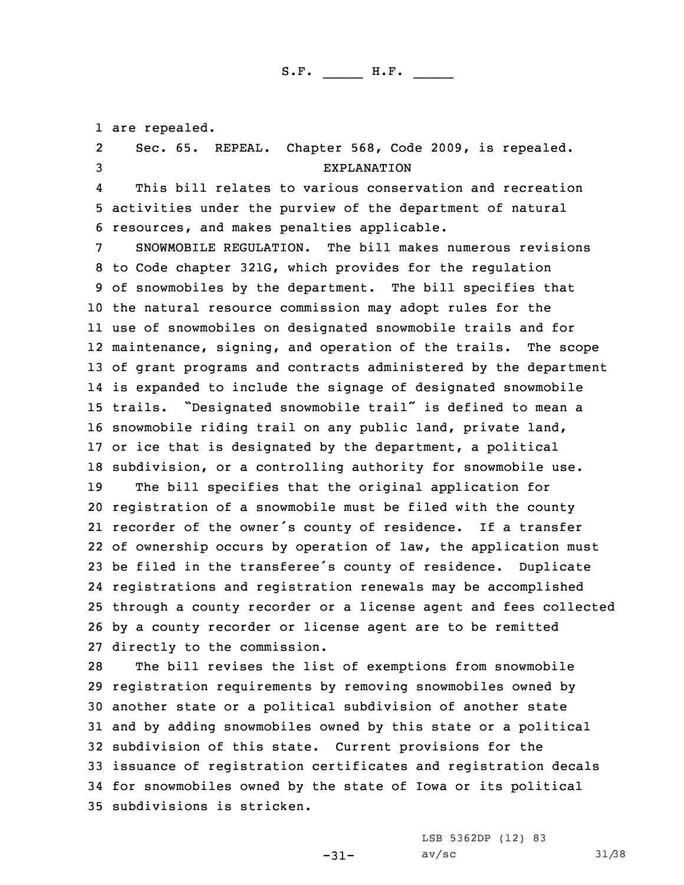are repealed.

Sec. 65. REPEAL. Chapter 568, Code 2009, is repealed.

EXPLANATION

This bill relates to various conservation and recreation activities under the purview of the department of natural resources, and makes penalties applicable.

SNOWMOBILE REGULATION. The bill makes numerous revisions to Code chapter 321G, which provides for the regulation of snowmobiles by the department. The bill specifies that the natural resource commission may adopt rules for the use of snowmobiles on designated snowmobile trails and for maintenance, signing, and operation of the trails. The scope of grant programs and contracts administered by the department is expanded to include the signage of designated snowmobile trails. "Designated snowmobile trail" is defined to mean a snowmobile riding trail on any public land, private land, or ice that is designated by the department, a political subdivision, or a controlling authority for snowmobile use.

The bill specifies that the original application for registration of a snowmobile must be filed with the county recorder of the owner's county of residence. If a transfer of ownership occurs by operation of law, the application must be filed in the transferee's county of residence. Duplicate registrations and registration renewals may be accomplished through a county recorder or a license agent and fees collected by a county recorder or license agent are to be remitted directly to the commission.

The bill revises the list of exemptions from snowmobile registration requirements by removing snowmobiles owned by another state or a political subdivision of another state and by adding snowmobiles owned by this state or a political subdivision of this state. Current provisions for the issuance of registration certificates and registration decals for snowmobiles owned by the state of Iowa or its political subdivisions is stricken.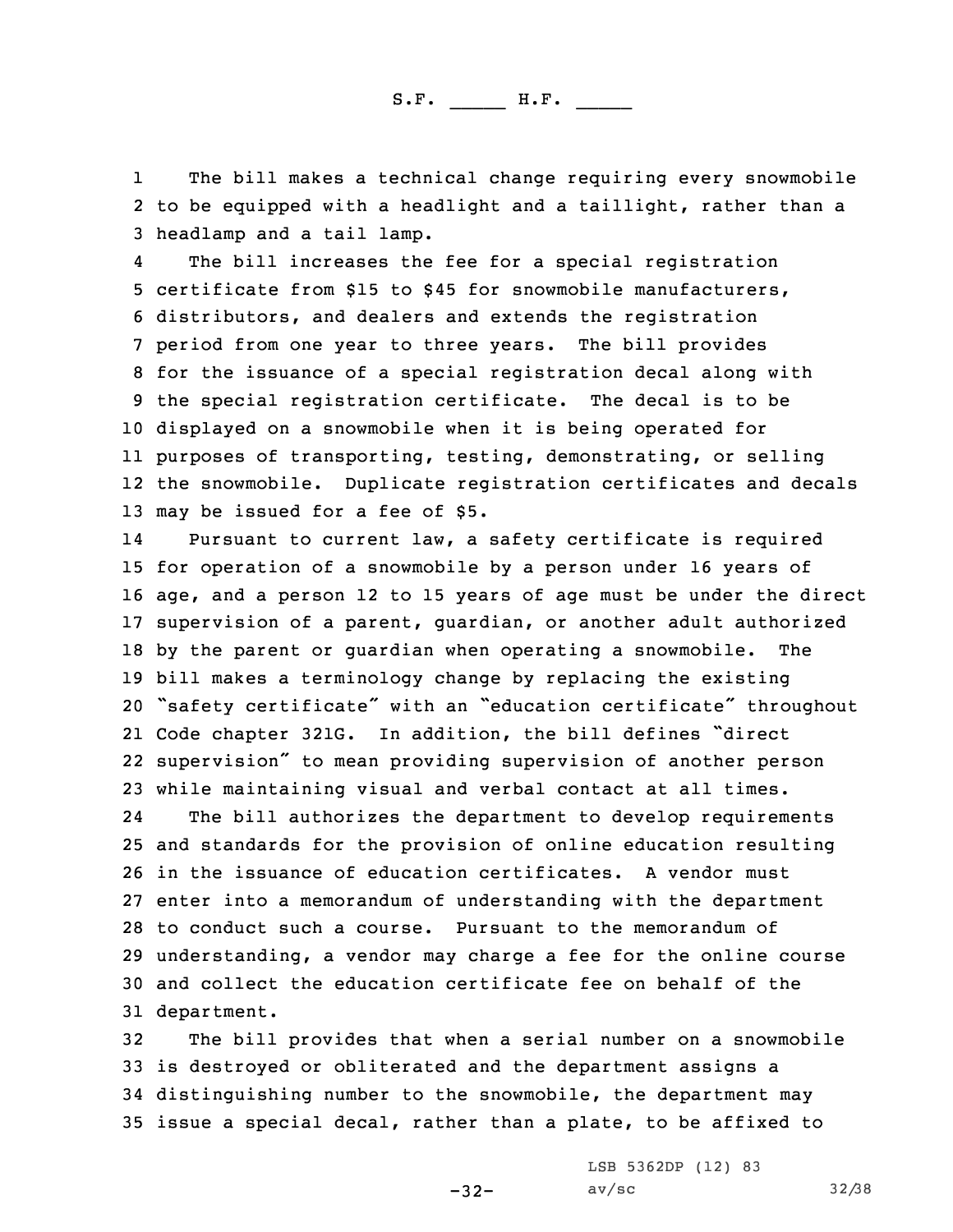The bill makes a technical change requiring every snowmobile to be equipped with a headlight and a taillight, rather than a headlamp and a tail lamp.

The bill increases the fee for a special registration certificate from $15 to $45 for snowmobile manufacturers, distributors, and dealers and extends the registration period from one year to three years. The bill provides for the issuance of a special registration decal along with the special registration certificate. The decal is to be displayed on a snowmobile when it is being operated for purposes of transporting, testing, demonstrating, or selling the snowmobile. Duplicate registration certificates and decals may be issued for a fee of $5.

Pursuant to current law, a safety certificate is required for operation of a snowmobile by a person under 16 years of age, and a person 12 to 15 years of age must be under the direct supervision of a parent, guardian, or another adult authorized by the parent or guardian when operating a snowmobile. The bill makes a terminology change by replacing the existing "safety certificate" with an "education certificate" throughout Code chapter 321G. In addition, the bill defines "direct supervision" to mean providing supervision of another person while maintaining visual and verbal contact at all times.

The bill authorizes the department to develop requirements and standards for the provision of online education resulting in the issuance of education certificates. A vendor must enter into a memorandum of understanding with the department to conduct such a course. Pursuant to the memorandum of understanding, a vendor may charge a fee for the online course and collect the education certificate fee on behalf of the department.

The bill provides that when a serial number on a snowmobile is destroyed or obliterated and the department assigns a distinguishing number to the snowmobile, the department may issue a special decal, rather than a plate, to be affixed to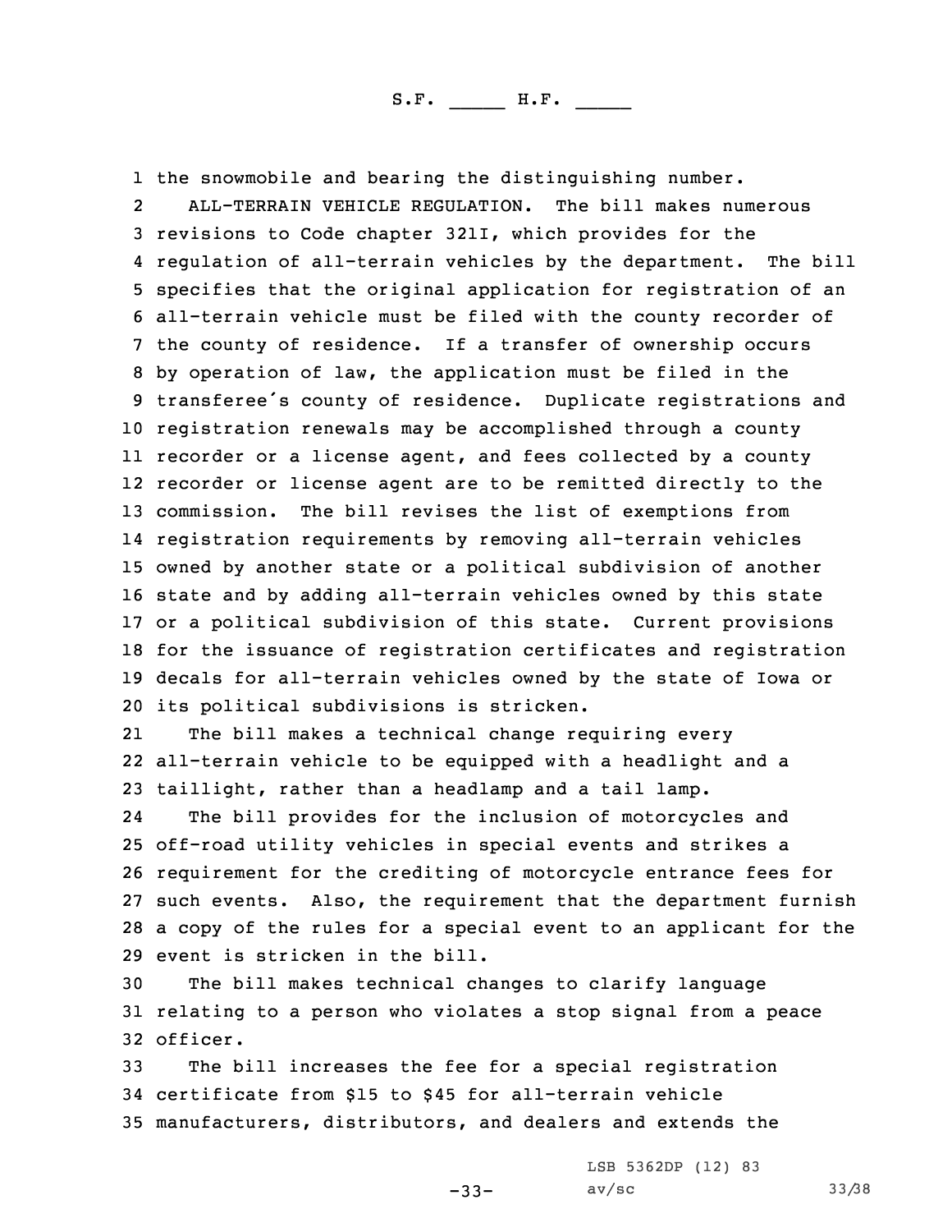the snowmobile and bearing the distinguishing number.

ALL-TERRAIN VEHICLE REGULATION. The bill makes numerous revisions to Code chapter 321I, which provides for the regulation of all-terrain vehicles by the department. The bill specifies that the original application for registration of an all-terrain vehicle must be filed with the county recorder of the county of residence. If a transfer of ownership occurs by operation of law, the application must be filed in the transferee's county of residence. Duplicate registrations and registration renewals may be accomplished through a county recorder or a license agent, and fees collected by a county recorder or license agent are to be remitted directly to the commission. The bill revises the list of exemptions from registration requirements by removing all-terrain vehicles owned by another state or a political subdivision of another state and by adding all-terrain vehicles owned by this state or a political subdivision of this state. Current provisions for the issuance of registration certificates and registration decals for all-terrain vehicles owned by the state of Iowa or its political subdivisions is stricken.

The bill makes a technical change requiring every all-terrain vehicle to be equipped with a headlight and a taillight, rather than a headlamp and a tail lamp.

The bill provides for the inclusion of motorcycles and off-road utility vehicles in special events and strikes a requirement for the crediting of motorcycle entrance fees for such events. Also, the requirement that the department furnish a copy of the rules for a special event to an applicant for the event is stricken in the bill.

The bill makes technical changes to clarify language relating to a person who violates a stop signal from a peace officer.

The bill increases the fee for a special registration certificate from $15 to $45 for all-terrain vehicle manufacturers, distributors, and dealers and extends the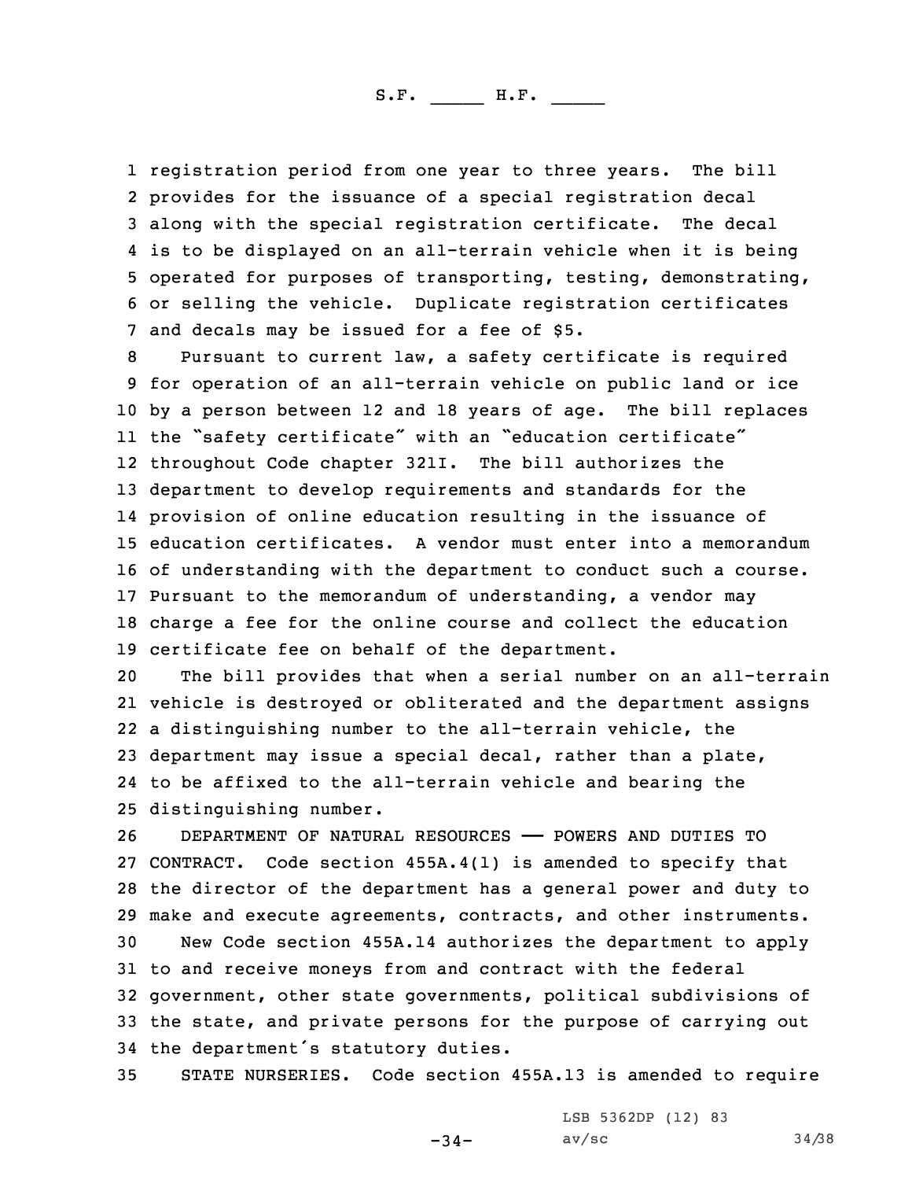registration period from one year to three years. The bill provides for the issuance of a special registration decal along with the special registration certificate. The decal is to be displayed on an all-terrain vehicle when it is being operated for purposes of transporting, testing, demonstrating, or selling the vehicle. Duplicate registration certificates and decals may be issued for a fee of $5.

Pursuant to current law, a safety certificate is required for operation of an all-terrain vehicle on public land or ice by a person between 12 and 18 years of age. The bill replaces the "safety certificate" with an "education certificate" throughout Code chapter 321I. The bill authorizes the department to develop requirements and standards for the provision of online education resulting in the issuance of education certificates. A vendor must enter into a memorandum of understanding with the department to conduct such a course. Pursuant to the memorandum of understanding, a vendor may charge a fee for the online course and collect the education certificate fee on behalf of the department.

The bill provides that when a serial number on an all-terrain vehicle is destroyed or obliterated and the department assigns a distinguishing number to the all-terrain vehicle, the department may issue a special decal, rather than a plate, to be affixed to the all-terrain vehicle and bearing the distinguishing number.

DEPARTMENT OF NATURAL RESOURCES —— POWERS AND DUTIES TO CONTRACT. Code section 455A.4(1) is amended to specify that the director of the department has a general power and duty to make and execute agreements, contracts, and other instruments.

New Code section 455A.14 authorizes the department to apply to and receive moneys from and contract with the federal government, other state governments, political subdivisions of the state, and private persons for the purpose of carrying out the department's statutory duties.

STATE NURSERIES. Code section 455A.13 is amended to require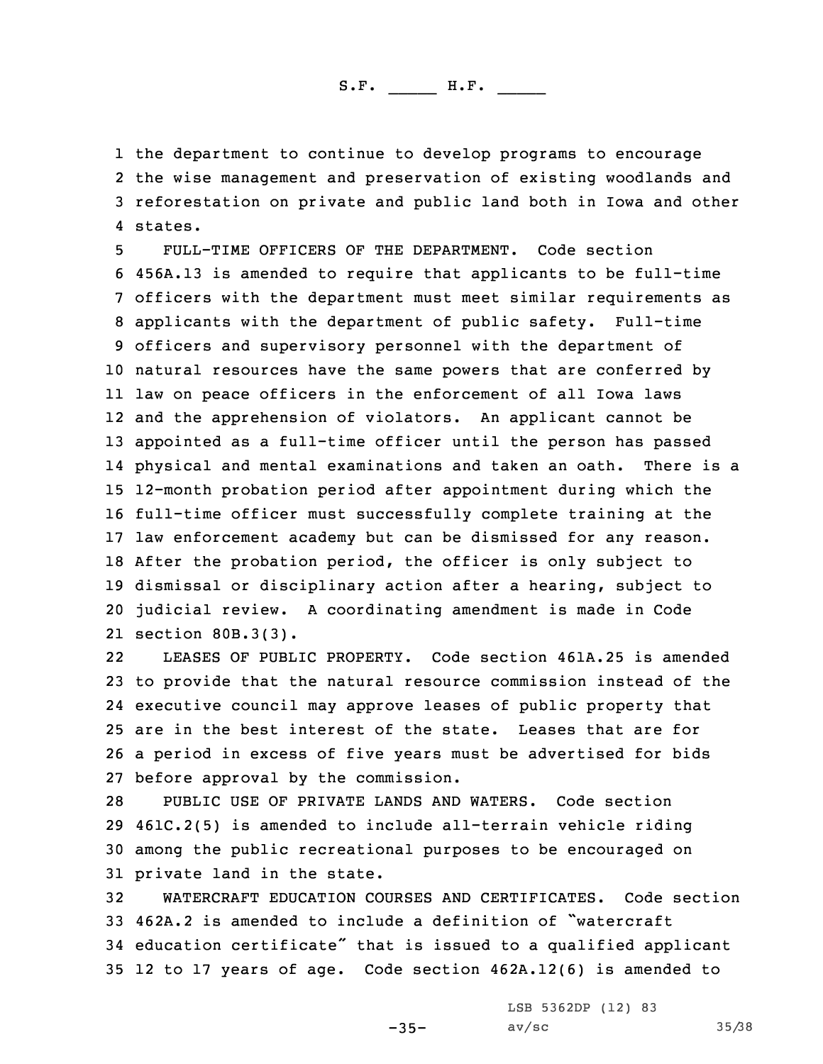the department to continue to develop programs to encourage the wise management and preservation of existing woodlands and reforestation on private and public land both in Iowa and other states.

FULL-TIME OFFICERS OF THE DEPARTMENT. Code section 456A.13 is amended to require that applicants to be full-time officers with the department must meet similar requirements as applicants with the department of public safety. Full-time officers and supervisory personnel with the department of natural resources have the same powers that are conferred by law on peace officers in the enforcement of all Iowa laws and the apprehension of violators. An applicant cannot be appointed as a full-time officer until the person has passed physical and mental examinations and taken an oath. There is a 12-month probation period after appointment during which the full-time officer must successfully complete training at the law enforcement academy but can be dismissed for any reason. After the probation period, the officer is only subject to dismissal or disciplinary action after a hearing, subject to judicial review. A coordinating amendment is made in Code section 80B.3(3).

LEASES OF PUBLIC PROPERTY. Code section 461A.25 is amended to provide that the natural resource commission instead of the executive council may approve leases of public property that are in the best interest of the state. Leases that are for a period in excess of five years must be advertised for bids before approval by the commission.

PUBLIC USE OF PRIVATE LANDS AND WATERS. Code section 461C.2(5) is amended to include all-terrain vehicle riding among the public recreational purposes to be encouraged on private land in the state.

WATERCRAFT EDUCATION COURSES AND CERTIFICATES. Code section 462A.2 is amended to include a definition of "watercraft education certificate" that is issued to a qualified applicant 12 to 17 years of age. Code section 462A.12(6) is amended to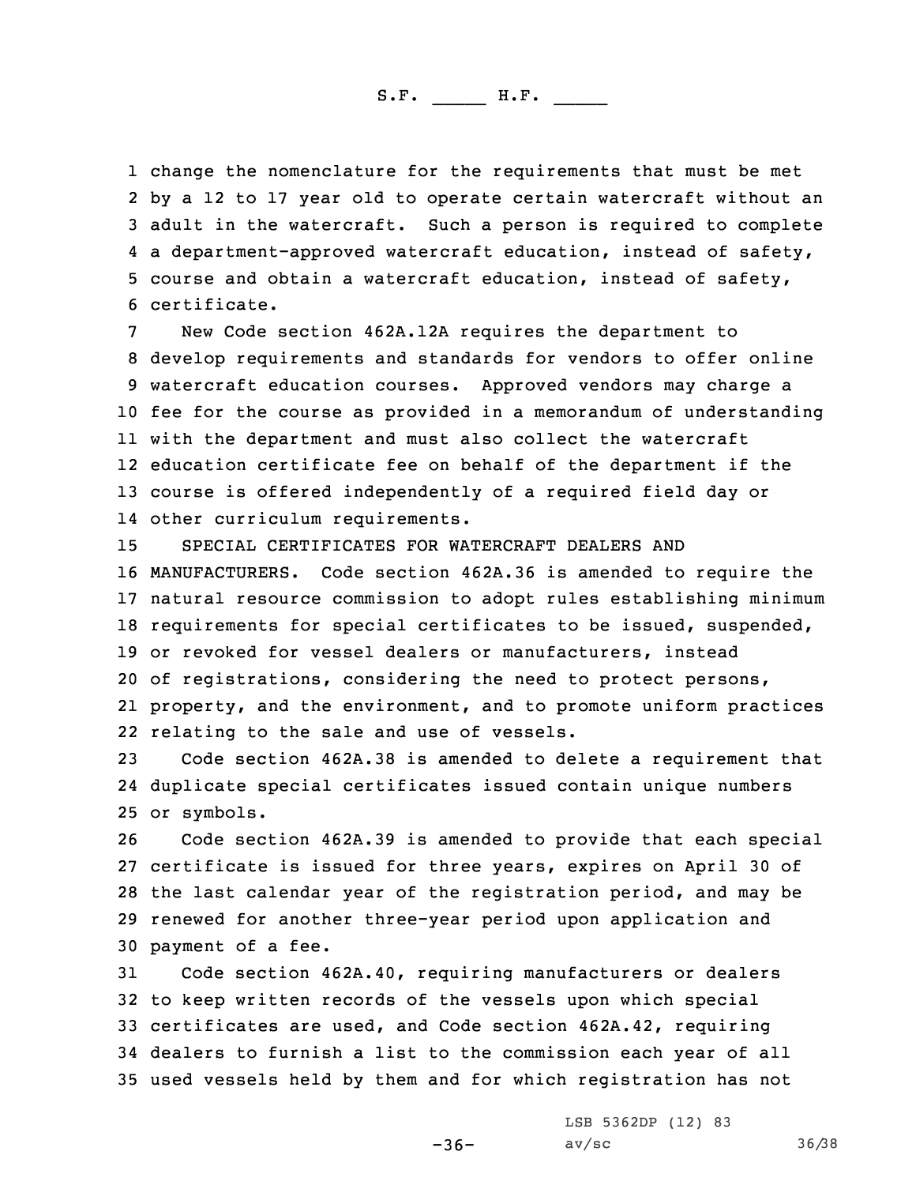change the nomenclature for the requirements that must be met by a 12 to 17 year old to operate certain watercraft without an adult in the watercraft. Such a person is required to complete a department-approved watercraft education, instead of safety, course and obtain a watercraft education, instead of safety, certificate.

New Code section 462A.12A requires the department to develop requirements and standards for vendors to offer online watercraft education courses. Approved vendors may charge a fee for the course as provided in a memorandum of understanding with the department and must also collect the watercraft education certificate fee on behalf of the department if the course is offered independently of a required field day or other curriculum requirements.

SPECIAL CERTIFICATES FOR WATERCRAFT DEALERS AND MANUFACTURERS. Code section 462A.36 is amended to require the natural resource commission to adopt rules establishing minimum requirements for special certificates to be issued, suspended, or revoked for vessel dealers or manufacturers, instead of registrations, considering the need to protect persons, property, and the environment, and to promote uniform practices relating to the sale and use of vessels.

Code section 462A.38 is amended to delete a requirement that duplicate special certificates issued contain unique numbers or symbols.

Code section 462A.39 is amended to provide that each special certificate is issued for three years, expires on April 30 of the last calendar year of the registration period, and may be renewed for another three-year period upon application and payment of a fee.

Code section 462A.40, requiring manufacturers or dealers to keep written records of the vessels upon which special certificates are used, and Code section 462A.42, requiring dealers to furnish a list to the commission each year of all used vessels held by them and for which registration has not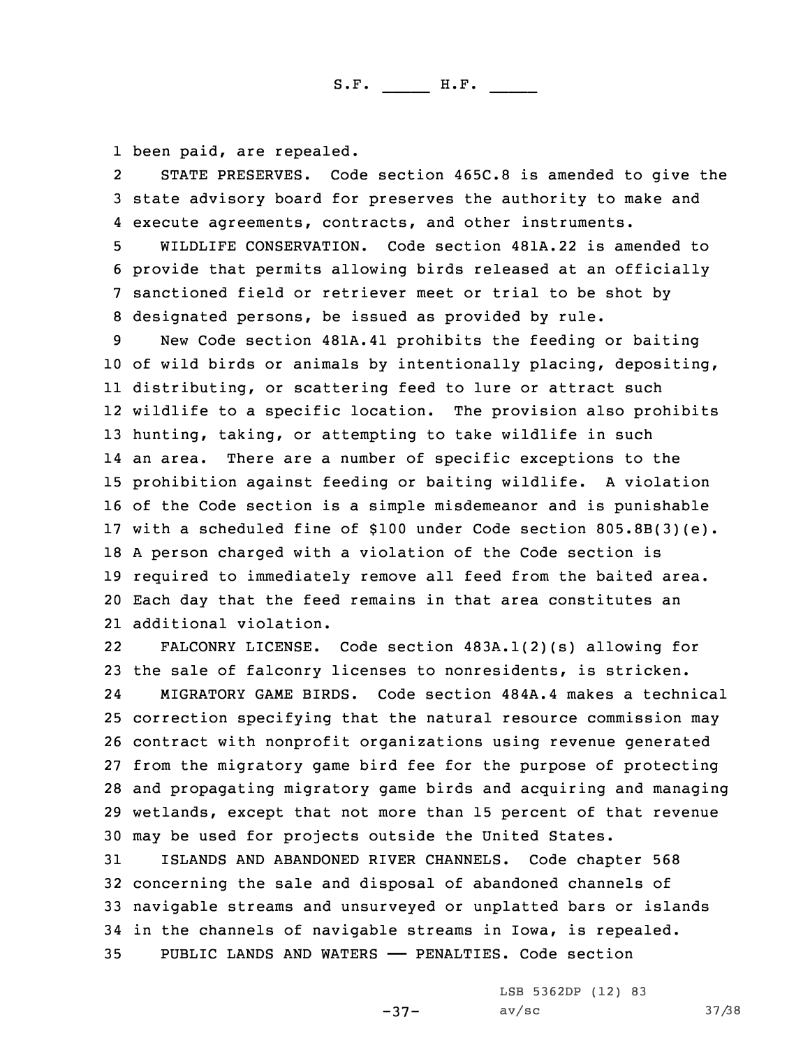been paid, are repealed.

STATE PRESERVES. Code section 465C.8 is amended to give the state advisory board for preserves the authority to make and execute agreements, contracts, and other instruments.

WILDLIFE CONSERVATION. Code section 481A.22 is amended to provide that permits allowing birds released at an officially sanctioned field or retriever meet or trial to be shot by designated persons, be issued as provided by rule.

New Code section 481A.41 prohibits the feeding or baiting of wild birds or animals by intentionally placing, depositing, distributing, or scattering feed to lure or attract such wildlife to a specific location. The provision also prohibits hunting, taking, or attempting to take wildlife in such an area. There are a number of specific exceptions to the prohibition against feeding or baiting wildlife. A violation of the Code section is a simple misdemeanor and is punishable with a scheduled fine of $100 under Code section 805.8B(3)(e). A person charged with a violation of the Code section is required to immediately remove all feed from the baited area. Each day that the feed remains in that area constitutes an additional violation.

FALCONRY LICENSE. Code section 483A.1(2)(s) allowing for the sale of falconry licenses to nonresidents, is stricken.

MIGRATORY GAME BIRDS. Code section 484A.4 makes a technical correction specifying that the natural resource commission may contract with nonprofit organizations using revenue generated from the migratory game bird fee for the purpose of protecting and propagating migratory game birds and acquiring and managing wetlands, except that not more than 15 percent of that revenue may be used for projects outside the United States.

ISLANDS AND ABANDONED RIVER CHANNELS. Code chapter 568 concerning the sale and disposal of abandoned channels of navigable streams and unsurveyed or unplatted bars or islands in the channels of navigable streams in Iowa, is repealed.

PUBLIC LANDS AND WATERS —— PENALTIES. Code section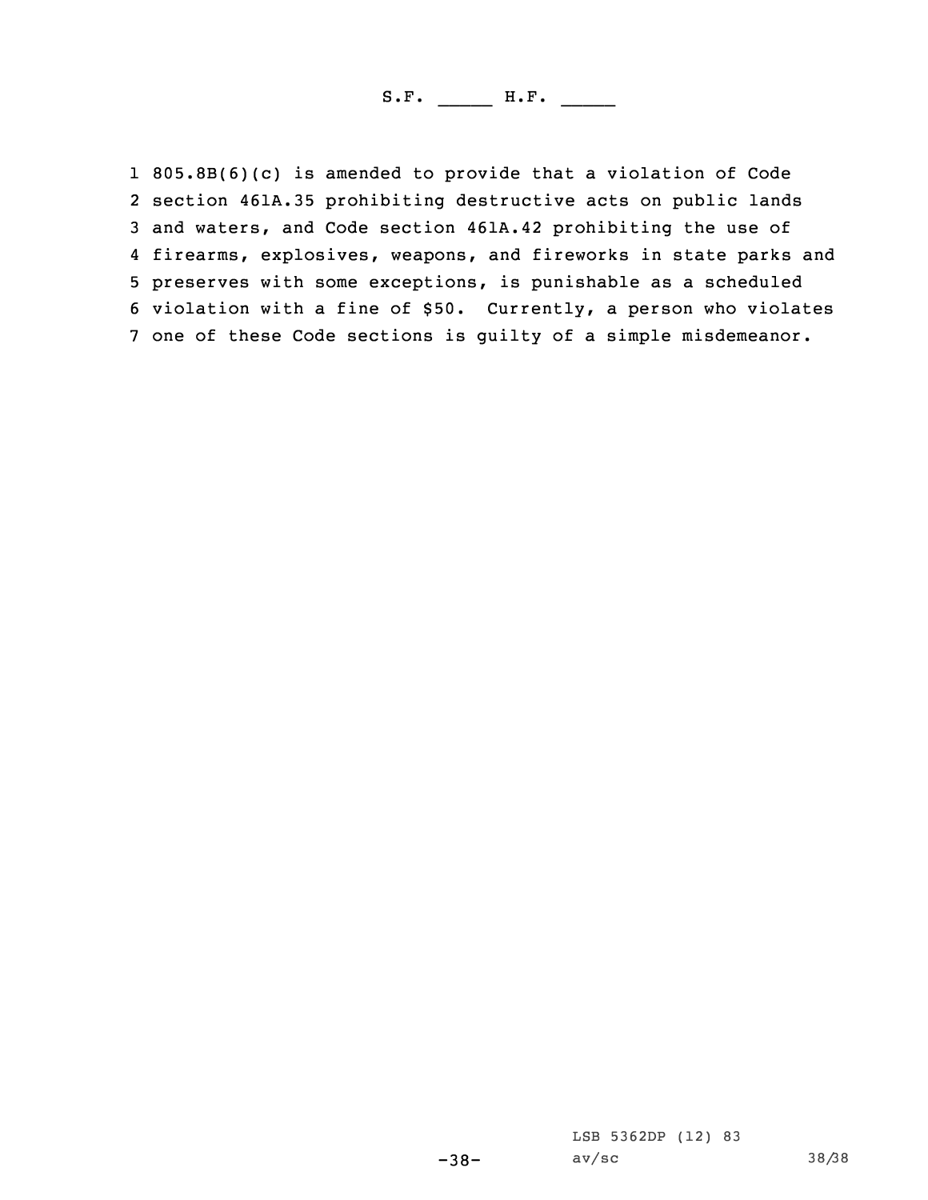805.8B(6)(c) is amended to provide that a violation of Code section 461A.35 prohibiting destructive acts on public lands and waters, and Code section 461A.42 prohibiting the use of firearms, explosives, weapons, and fireworks in state parks and preserves with some exceptions, is punishable as a scheduled violation with a fine of $50. Currently, a person who violates one of these Code sections is guilty of a simple misdemeanor.